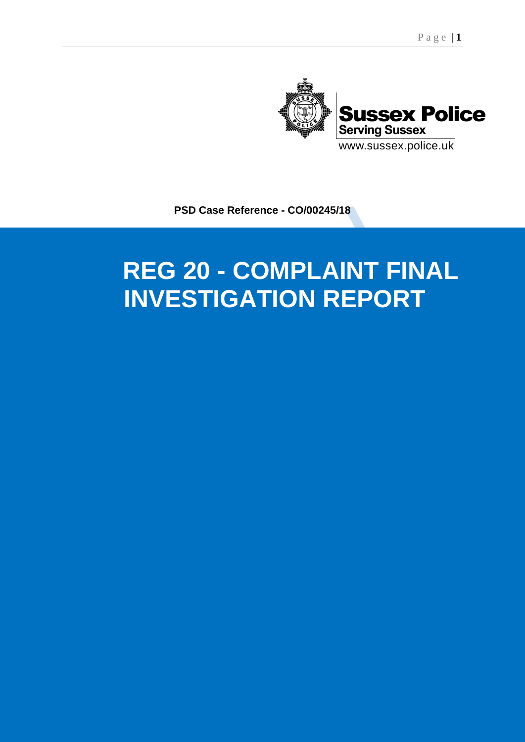Sussex Police
Serving Sussex
www.sussex.police.uk

**PSD Case Reference - CO/00245/18**

# REG 20 - COMPLAINT FINAL INVESTIGATION REPORT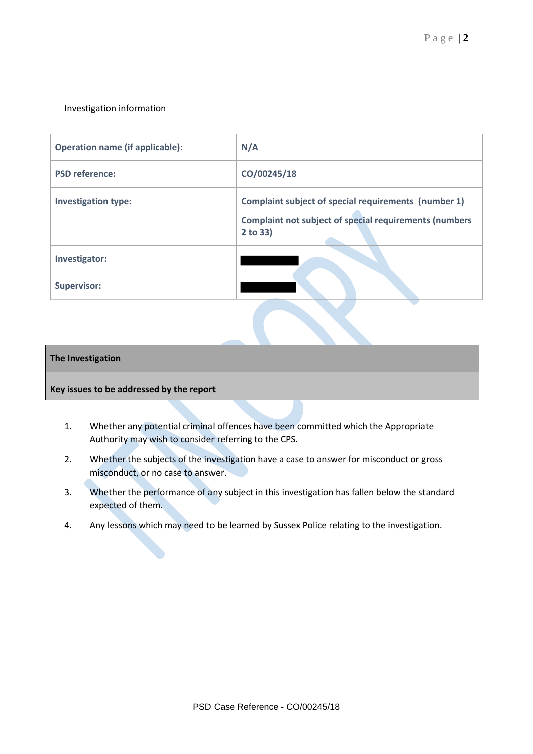Investigation information

| Operation name (if applicable): | N/A |
|---|---|
| PSD reference: | CO/00245/18 |
| Investigation type: | Complaint subject of special requirements (number 1)<br>Complaint not subject of special requirements (numbers 2 to 33) |
| Investigator: | |
| Supervisor: | |

## The Investigation

### Key issues to be addressed by the report

1. Whether any potential criminal offences have been committed which the Appropriate Authority may wish to consider referring to the CPS.
2. Whether the subjects of the investigation have a case to answer for misconduct or gross misconduct, or no case to answer.
3. Whether the performance of any subject in this investigation has fallen below the standard expected of them.
4. Any lessons which may need to be learned by Sussex Police relating to the investigation.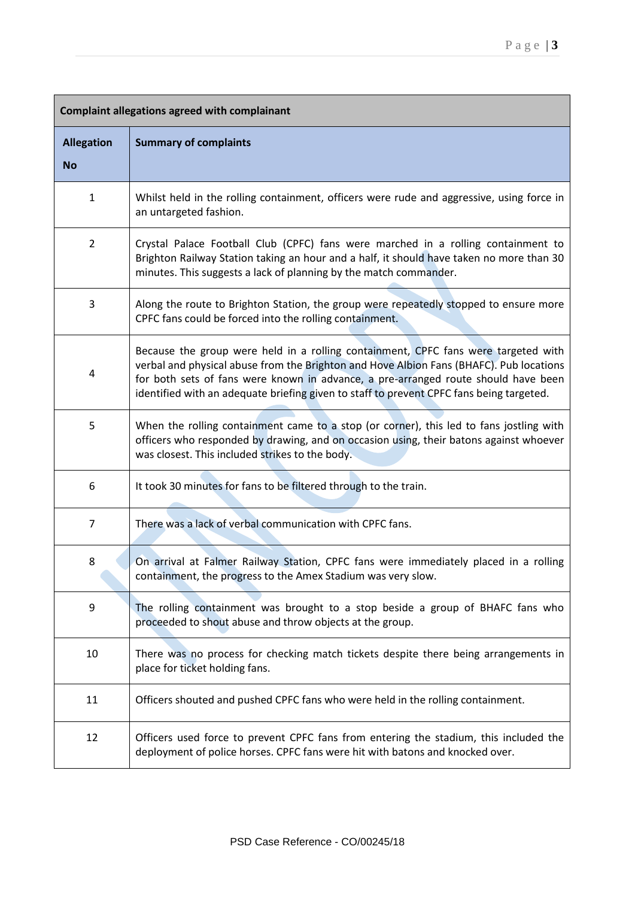| Complaint allegations agreed with complainant | |
|---|---|
| **Allegation No** | **Summary of complaints** |
| 1 | Whilst held in the rolling containment, officers were rude and aggressive, using force in an untargeted fashion. |
| 2 | Crystal Palace Football Club (CPFC) fans were marched in a rolling containment to Brighton Railway Station taking an hour and a half, it should have taken no more than 30 minutes. This suggests a lack of planning by the match commander. |
| 3 | Along the route to Brighton Station, the group were repeatedly stopped to ensure more CPFC fans could be forced into the rolling containment. |
| 4 | Because the group were held in a rolling containment, CPFC fans were targeted with verbal and physical abuse from the Brighton and Hove Albion Fans (BHAFC). Pub locations for both sets of fans were known in advance, a pre-arranged route should have been identified with an adequate briefing given to staff to prevent CPFC fans being targeted. |
| 5 | When the rolling containment came to a stop (or corner), this led to fans jostling with officers who responded by drawing, and on occasion using, their batons against whoever was closest. This included strikes to the body. |
| 6 | It took 30 minutes for fans to be filtered through to the train. |
| 7 | There was a lack of verbal communication with CPFC fans. |
| 8 | On arrival at Falmer Railway Station, CPFC fans were immediately placed in a rolling containment, the progress to the Amex Stadium was very slow. |
| 9 | The rolling containment was brought to a stop beside a group of BHAFC fans who proceeded to shout abuse and throw objects at the group. |
| 10 | There was no process for checking match tickets despite there being arrangements in place for ticket holding fans. |
| 11 | Officers shouted and pushed CPFC fans who were held in the rolling containment. |
| 12 | Officers used force to prevent CPFC fans from entering the stadium, this included the deployment of police horses. CPFC fans were hit with batons and knocked over. |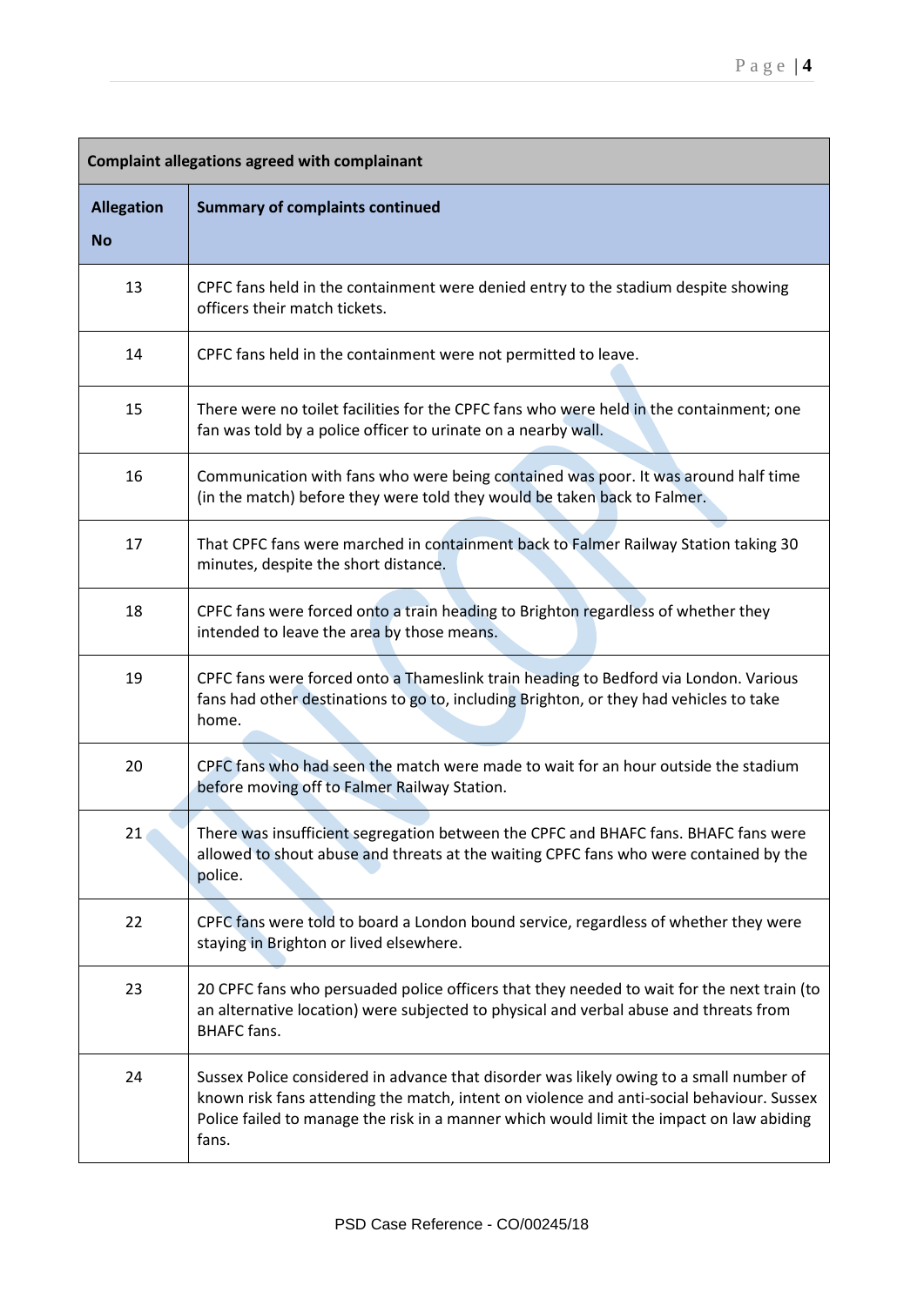| Complaint allegations agreed with complainant | |
|---|---|
| **Allegation No** | **Summary of complaints continued** |
| 13 | CPFC fans held in the containment were denied entry to the stadium despite showing officers their match tickets. |
| 14 | CPFC fans held in the containment were not permitted to leave. |
| 15 | There were no toilet facilities for the CPFC fans who were held in the containment; one fan was told by a police officer to urinate on a nearby wall. |
| 16 | Communication with fans who were being contained was poor. It was around half time (in the match) before they were told they would be taken back to Falmer. |
| 17 | That CPFC fans were marched in containment back to Falmer Railway Station taking 30 minutes, despite the short distance. |
| 18 | CPFC fans were forced onto a train heading to Brighton regardless of whether they intended to leave the area by those means. |
| 19 | CPFC fans were forced onto a Thameslink train heading to Bedford via London. Various fans had other destinations to go to, including Brighton, or they had vehicles to take home. |
| 20 | CPFC fans who had seen the match were made to wait for an hour outside the stadium before moving off to Falmer Railway Station. |
| 21 | There was insufficient segregation between the CPFC and BHAFC fans. BHAFC fans were allowed to shout abuse and threats at the waiting CPFC fans who were contained by the police. |
| 22 | CPFC fans were told to board a London bound service, regardless of whether they were staying in Brighton or lived elsewhere. |
| 23 | 20 CPFC fans who persuaded police officers that they needed to wait for the next train (to an alternative location) were subjected to physical and verbal abuse and threats from BHAFC fans. |
| 24 | Sussex Police considered in advance that disorder was likely owing to a small number of known risk fans attending the match, intent on violence and anti-social behaviour. Sussex Police failed to manage the risk in a manner which would limit the impact on law abiding fans. |

PSD Case Reference - CO/00245/18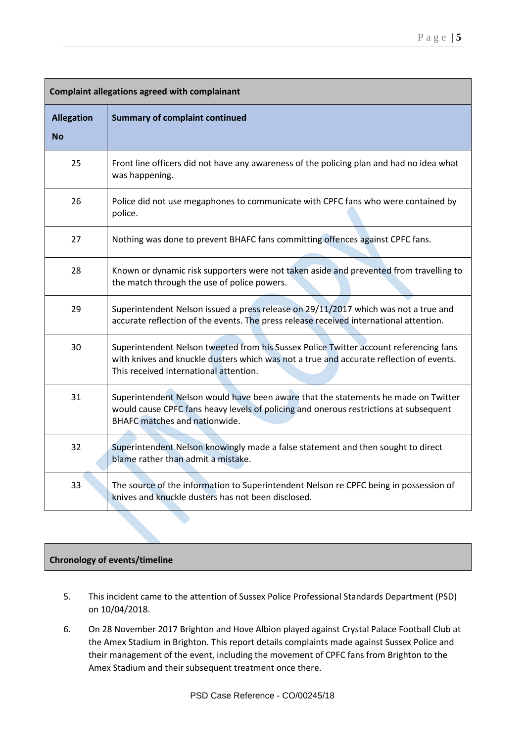| Complaint allegations agreed with complainant | |
|---|---|
| **Allegation No** | **Summary of complaint continued** |
| 25 | Front line officers did not have any awareness of the policing plan and had no idea what was happening. |
| 26 | Police did not use megaphones to communicate with CPFC fans who were contained by police. |
| 27 | Nothing was done to prevent BHAFC fans committing offences against CPFC fans. |
| 28 | Known or dynamic risk supporters were not taken aside and prevented from travelling to the match through the use of police powers. |
| 29 | Superintendent Nelson issued a press release on 29/11/2017 which was not a true and accurate reflection of the events. The press release received international attention. |
| 30 | Superintendent Nelson tweeted from his Sussex Police Twitter account referencing fans with knives and knuckle dusters which was not a true and accurate reflection of events. This received international attention. |
| 31 | Superintendent Nelson would have been aware that the statements he made on Twitter would cause CPFC fans heavy levels of policing and onerous restrictions at subsequent BHAFC matches and nationwide. |
| 32 | Superintendent Nelson knowingly made a false statement and then sought to direct blame rather than admit a mistake. |
| 33 | The source of the information to Superintendent Nelson re CPFC being in possession of knives and knuckle dusters has not been disclosed. |

**Chronology of events/timeline**

5. This incident came to the attention of Sussex Police Professional Standards Department (PSD) on 10/04/2018.

6. On 28 November 2017 Brighton and Hove Albion played against Crystal Palace Football Club at the Amex Stadium in Brighton. This report details complaints made against Sussex Police and their management of the event, including the movement of CPFC fans from Brighton to the Amex Stadium and their subsequent treatment once there.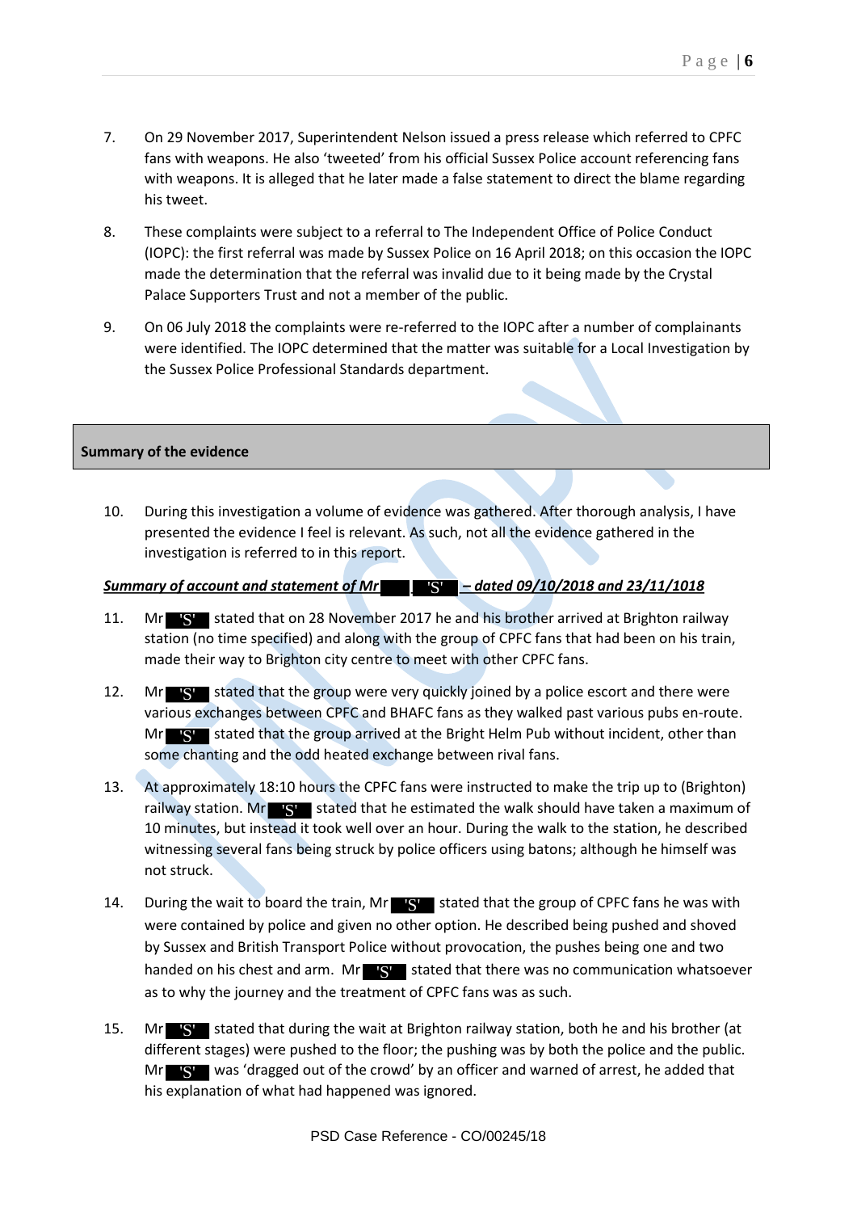7. On 29 November 2017, Superintendent Nelson issued a press release which referred to CPFC fans with weapons. He also 'tweeted' from his official Sussex Police account referencing fans with weapons. It is alleged that he later made a false statement to direct the blame regarding his tweet.

8. These complaints were subject to a referral to The Independent Office of Police Conduct (IOPC): the first referral was made by Sussex Police on 16 April 2018; on this occasion the IOPC made the determination that the referral was invalid due to it being made by the Crystal Palace Supporters Trust and not a member of the public.

9. On 06 July 2018 the complaints were re-referred to the IOPC after a number of complainants were identified. The IOPC determined that the matter was suitable for a Local Investigation by the Sussex Police Professional Standards department.

## Summary of the evidence

10. During this investigation a volume of evidence was gathered. After thorough analysis, I have presented the evidence I feel is relevant. As such, not all the evidence gathered in the investigation is referred to in this report.

***Summary of account and statement of Mr 'S' – dated 09/10/2018 and 23/11/1018***

11. Mr 'S' stated that on 28 November 2017 he and his brother arrived at Brighton railway station (no time specified) and along with the group of CPFC fans that had been on his train, made their way to Brighton city centre to meet with other CPFC fans.

12. Mr 'S' stated that the group were very quickly joined by a police escort and there were various exchanges between CPFC and BHAFC fans as they walked past various pubs en-route. Mr 'S' stated that the group arrived at the Bright Helm Pub without incident, other than some chanting and the odd heated exchange between rival fans.

13. At approximately 18:10 hours the CPFC fans were instructed to make the trip up to (Brighton) railway station. Mr 'S' stated that he estimated the walk should have taken a maximum of 10 minutes, but instead it took well over an hour. During the walk to the station, he described witnessing several fans being struck by police officers using batons; although he himself was not struck.

14. During the wait to board the train, Mr 'S' stated that the group of CPFC fans he was with were contained by police and given no other option. He described being pushed and shoved by Sussex and British Transport Police without provocation, the pushes being one and two handed on his chest and arm. Mr 'S' stated that there was no communication whatsoever as to why the journey and the treatment of CPFC fans was as such.

15. Mr 'S' stated that during the wait at Brighton railway station, both he and his brother (at different stages) were pushed to the floor; the pushing was by both the police and the public. Mr 'S' was 'dragged out of the crowd' by an officer and warned of arrest, he added that his explanation of what had happened was ignored.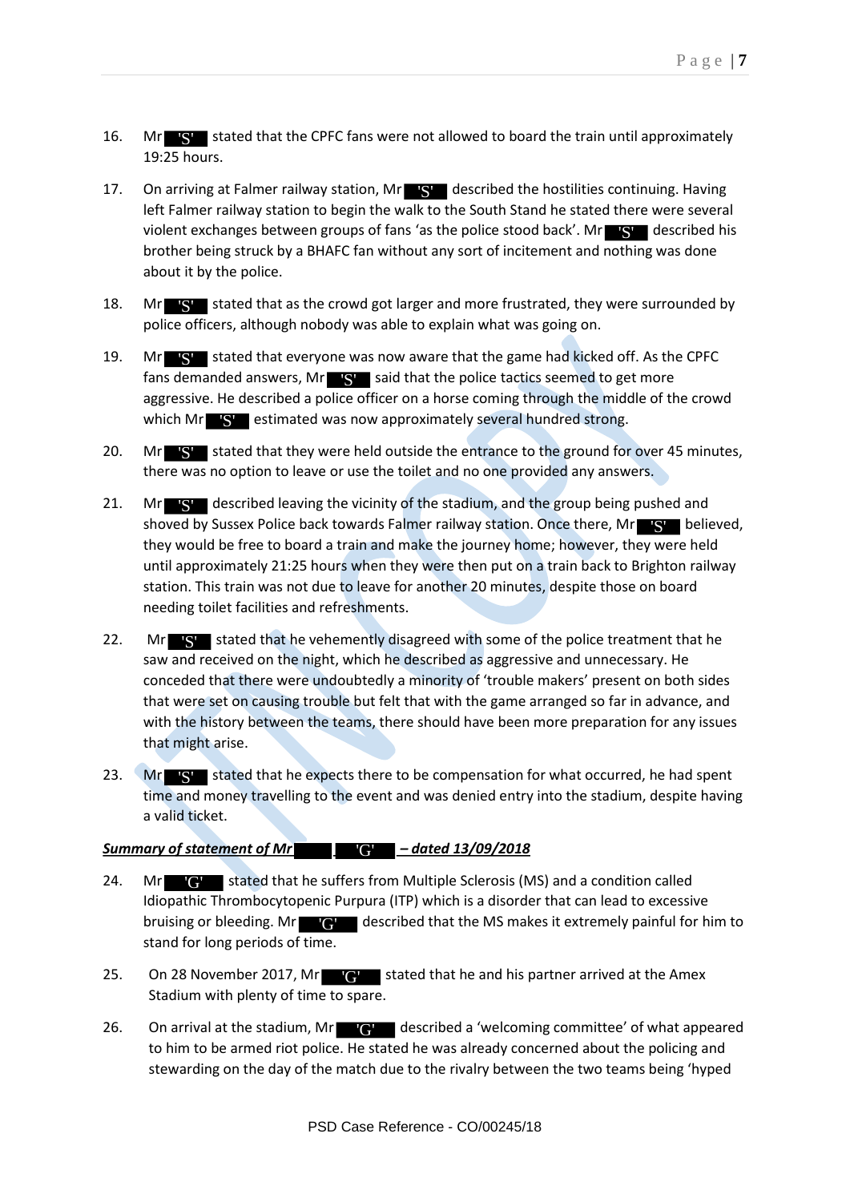16. Mr 'S' stated that the CPFC fans were not allowed to board the train until approximately 19:25 hours.

17. On arriving at Falmer railway station, Mr 'S' described the hostilities continuing. Having left Falmer railway station to begin the walk to the South Stand he stated there were several violent exchanges between groups of fans 'as the police stood back'. Mr 'S' described his brother being struck by a BHAFC fan without any sort of incitement and nothing was done about it by the police.

18. Mr 'S' stated that as the crowd got larger and more frustrated, they were surrounded by police officers, although nobody was able to explain what was going on.

19. Mr 'S' stated that everyone was now aware that the game had kicked off. As the CPFC fans demanded answers, Mr 'S' said that the police tactics seemed to get more aggressive. He described a police officer on a horse coming through the middle of the crowd which Mr 'S' estimated was now approximately several hundred strong.

20. Mr 'S' stated that they were held outside the entrance to the ground for over 45 minutes, there was no option to leave or use the toilet and no one provided any answers.

21. Mr 'S' described leaving the vicinity of the stadium, and the group being pushed and shoved by Sussex Police back towards Falmer railway station. Once there, Mr 'S' believed, they would be free to board a train and make the journey home; however, they were held until approximately 21:25 hours when they were then put on a train back to Brighton railway station. This train was not due to leave for another 20 minutes, despite those on board needing toilet facilities and refreshments.

22. Mr 'S' stated that he vehemently disagreed with some of the police treatment that he saw and received on the night, which he described as aggressive and unnecessary. He conceded that there were undoubtedly a minority of 'trouble makers' present on both sides that were set on causing trouble but felt that with the game arranged so far in advance, and with the history between the teams, there should have been more preparation for any issues that might arise.

23. Mr 'S' stated that he expects there to be compensation for what occurred, he had spent time and money travelling to the event and was denied entry into the stadium, despite having a valid ticket.

***Summary of statement of Mr 'G' – dated 13/09/2018***

24. Mr 'G' stated that he suffers from Multiple Sclerosis (MS) and a condition called Idiopathic Thrombocytopenic Purpura (ITP) which is a disorder that can lead to excessive bruising or bleeding. Mr 'G' described that the MS makes it extremely painful for him to stand for long periods of time.

25. On 28 November 2017, Mr 'G' stated that he and his partner arrived at the Amex Stadium with plenty of time to spare.

26. On arrival at the stadium, Mr 'G' described a 'welcoming committee' of what appeared to him to be armed riot police. He stated he was already concerned about the policing and stewarding on the day of the match due to the rivalry between the two teams being 'hyped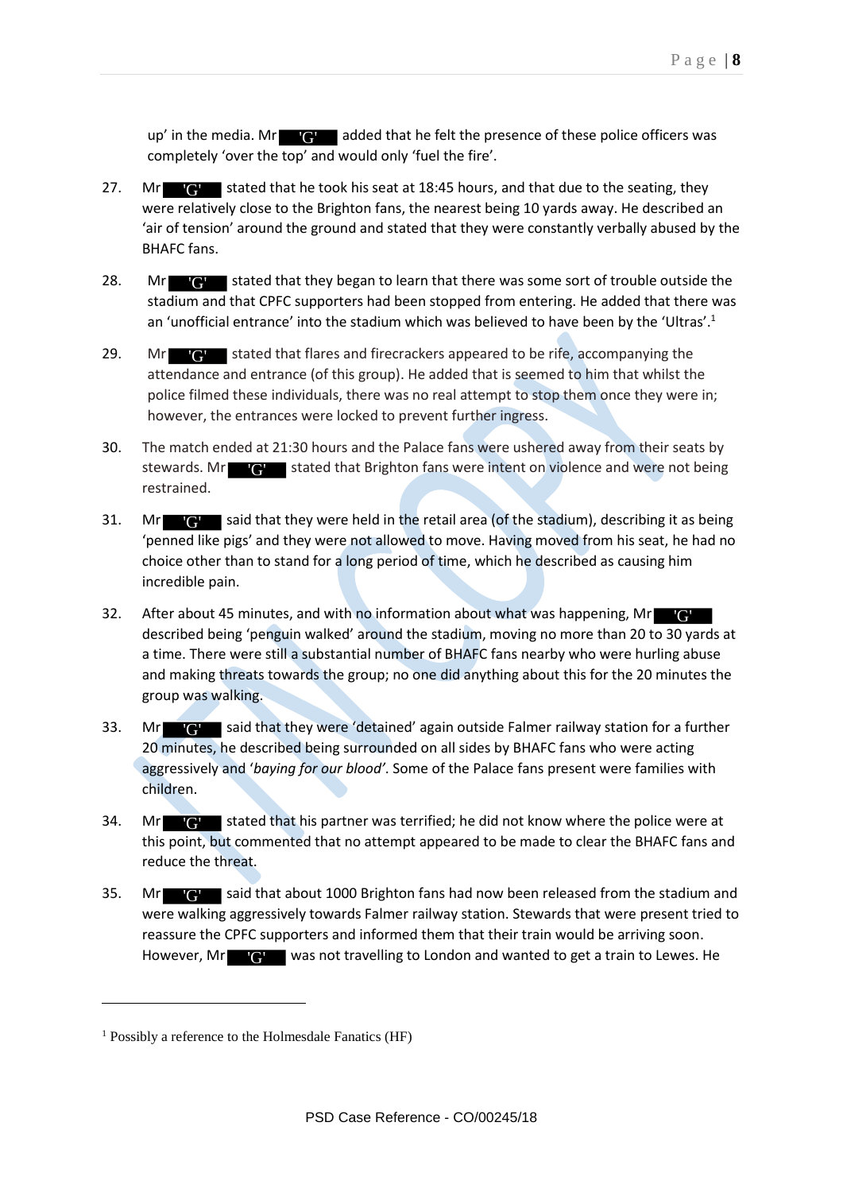up' in the media. Mr 'G' added that he felt the presence of these police officers was completely 'over the top' and would only 'fuel the fire'.

27. Mr 'G' stated that he took his seat at 18:45 hours, and that due to the seating, they were relatively close to the Brighton fans, the nearest being 10 yards away. He described an 'air of tension' around the ground and stated that they were constantly verbally abused by the BHAFC fans.

28. Mr 'G' stated that they began to learn that there was some sort of trouble outside the stadium and that CPFC supporters had been stopped from entering. He added that there was an 'unofficial entrance' into the stadium which was believed to have been by the 'Ultras'.[1]

29. Mr 'G' stated that flares and firecrackers appeared to be rife, accompanying the attendance and entrance (of this group). He added that is seemed to him that whilst the police filmed these individuals, there was no real attempt to stop them once they were in; however, the entrances were locked to prevent further ingress.

30. The match ended at 21:30 hours and the Palace fans were ushered away from their seats by stewards. Mr 'G' stated that Brighton fans were intent on violence and were not being restrained.

31. Mr 'G' said that they were held in the retail area (of the stadium), describing it as being 'penned like pigs' and they were not allowed to move. Having moved from his seat, he had no choice other than to stand for a long period of time, which he described as causing him incredible pain.

32. After about 45 minutes, and with no information about what was happening, Mr 'G' described being 'penguin walked' around the stadium, moving no more than 20 to 30 yards at a time. There were still a substantial number of BHAFC fans nearby who were hurling abuse and making threats towards the group; no one did anything about this for the 20 minutes the group was walking.

33. Mr 'G' said that they were 'detained' again outside Falmer railway station for a further 20 minutes, he described being surrounded on all sides by BHAFC fans who were acting aggressively and '*baying for our blood'*. Some of the Palace fans present were families with children.

34. Mr 'G' stated that his partner was terrified; he did not know where the police were at this point, but commented that no attempt appeared to be made to clear the BHAFC fans and reduce the threat.

35. Mr 'G' said that about 1000 Brighton fans had now been released from the stadium and were walking aggressively towards Falmer railway station. Stewards that were present tried to reassure the CPFC supporters and informed them that their train would be arriving soon. However, Mr 'G' was not travelling to London and wanted to get a train to Lewes. He

---

[1] Possibly a reference to the Holmesdale Fanatics (HF)

PSD Case Reference - CO/00245/18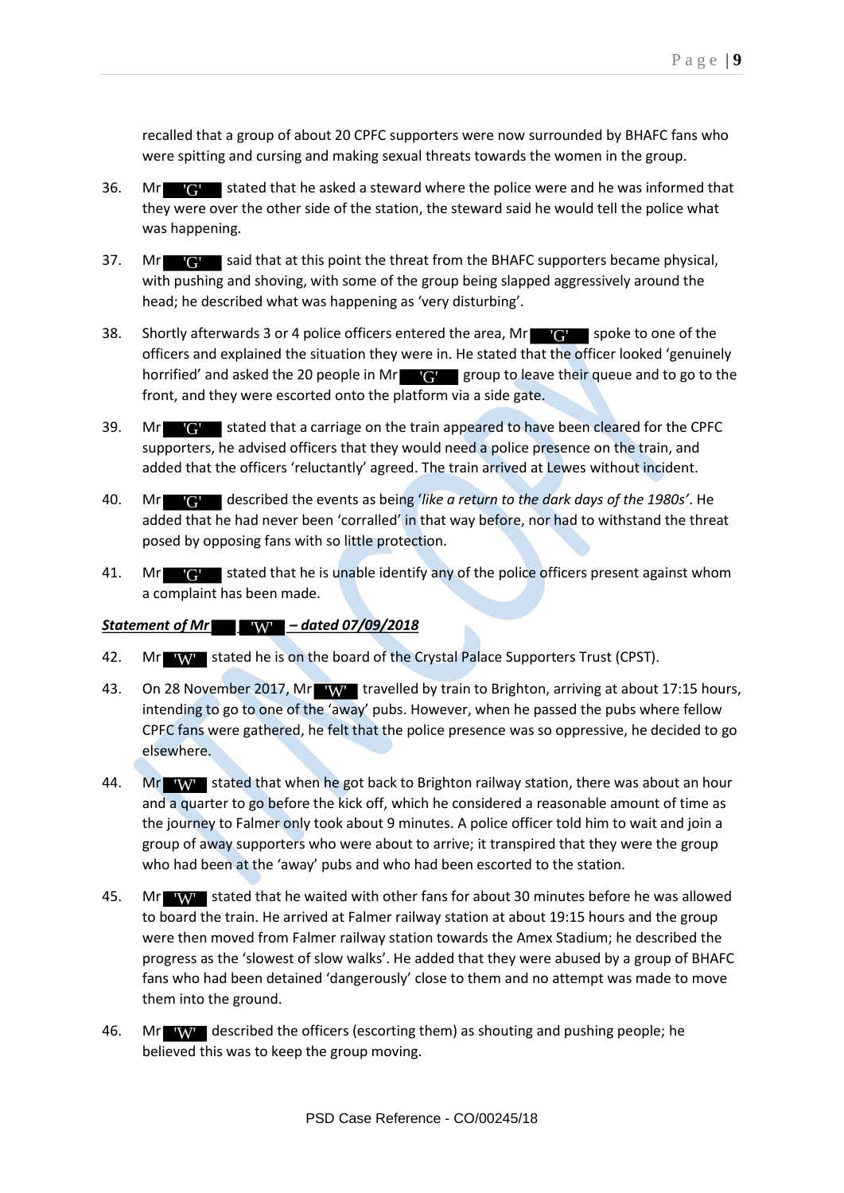recalled that a group of about 20 CPFC supporters were now surrounded by BHAFC fans who were spitting and cursing and making sexual threats towards the women in the group.

36. Mr 'G' stated that he asked a steward where the police were and he was informed that they were over the other side of the station, the steward said he would tell the police what was happening.

37. Mr 'G' said that at this point the threat from the BHAFC supporters became physical, with pushing and shoving, with some of the group being slapped aggressively around the head; he described what was happening as 'very disturbing'.

38. Shortly afterwards 3 or 4 police officers entered the area, Mr 'G' spoke to one of the officers and explained the situation they were in. He stated that the officer looked 'genuinely horrified' and asked the 20 people in Mr 'G' group to leave their queue and to go to the front, and they were escorted onto the platform via a side gate.

39. Mr 'G' stated that a carriage on the train appeared to have been cleared for the CPFC supporters, he advised officers that they would need a police presence on the train, and added that the officers 'reluctantly' agreed. The train arrived at Lewes without incident.

40. Mr 'G' described the events as being '*like a return to the dark days of the 1980s*'. He added that he had never been 'corralled' in that way before, nor had to withstand the threat posed by opposing fans with so little protection.

41. Mr 'G' stated that he is unable identify any of the police officers present against whom a complaint has been made.

***Statement of Mr 'W' – dated 07/09/2018***

42. Mr 'W' stated he is on the board of the Crystal Palace Supporters Trust (CPST).

43. On 28 November 2017, Mr 'W' travelled by train to Brighton, arriving at about 17:15 hours, intending to go to one of the 'away' pubs. However, when he passed the pubs where fellow CPFC fans were gathered, he felt that the police presence was so oppressive, he decided to go elsewhere.

44. Mr 'W' stated that when he got back to Brighton railway station, there was about an hour and a quarter to go before the kick off, which he considered a reasonable amount of time as the journey to Falmer only took about 9 minutes. A police officer told him to wait and join a group of away supporters who were about to arrive; it transpired that they were the group who had been at the 'away' pubs and who had been escorted to the station.

45. Mr 'W' stated that he waited with other fans for about 30 minutes before he was allowed to board the train. He arrived at Falmer railway station at about 19:15 hours and the group were then moved from Falmer railway station towards the Amex Stadium; he described the progress as the 'slowest of slow walks'. He added that they were abused by a group of BHAFC fans who had been detained 'dangerously' close to them and no attempt was made to move them into the ground.

46. Mr 'W' described the officers (escorting them) as shouting and pushing people; he believed this was to keep the group moving.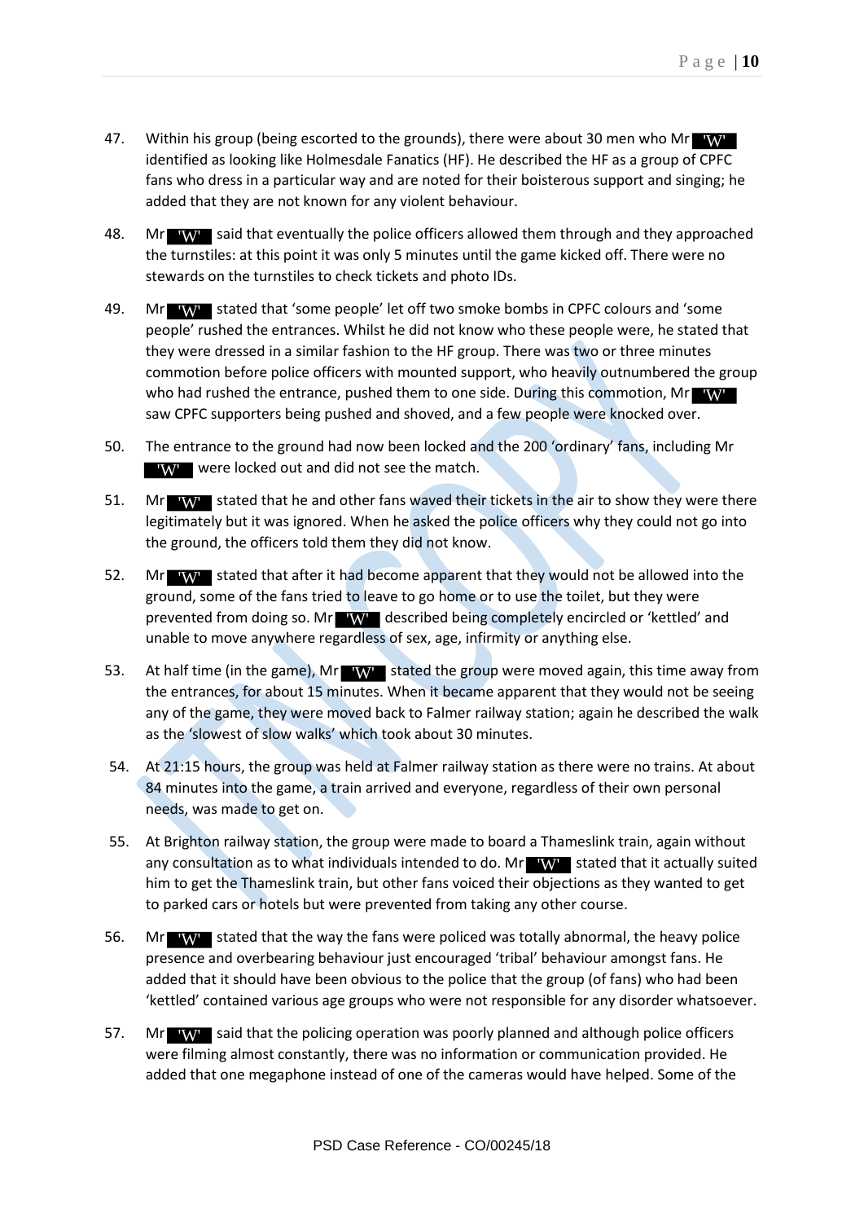47. Within his group (being escorted to the grounds), there were about 30 men who Mr 'W' identified as looking like Holmesdale Fanatics (HF). He described the HF as a group of CPFC fans who dress in a particular way and are noted for their boisterous support and singing; he added that they are not known for any violent behaviour.

48. Mr 'W' said that eventually the police officers allowed them through and they approached the turnstiles: at this point it was only 5 minutes until the game kicked off. There were no stewards on the turnstiles to check tickets and photo IDs.

49. Mr 'W' stated that 'some people' let off two smoke bombs in CPFC colours and 'some people' rushed the entrances. Whilst he did not know who these people were, he stated that they were dressed in a similar fashion to the HF group. There was two or three minutes commotion before police officers with mounted support, who heavily outnumbered the group who had rushed the entrance, pushed them to one side. During this commotion, Mr 'W' saw CPFC supporters being pushed and shoved, and a few people were knocked over.

50. The entrance to the ground had now been locked and the 200 'ordinary' fans, including Mr 'W' were locked out and did not see the match.

51. Mr 'W' stated that he and other fans waved their tickets in the air to show they were there legitimately but it was ignored. When he asked the police officers why they could not go into the ground, the officers told them they did not know.

52. Mr 'W' stated that after it had become apparent that they would not be allowed into the ground, some of the fans tried to leave to go home or to use the toilet, but they were prevented from doing so. Mr 'W' described being completely encircled or 'kettled' and unable to move anywhere regardless of sex, age, infirmity or anything else.

53. At half time (in the game), Mr 'W' stated the group were moved again, this time away from the entrances, for about 15 minutes. When it became apparent that they would not be seeing any of the game, they were moved back to Falmer railway station; again he described the walk as the 'slowest of slow walks' which took about 30 minutes.

54. At 21:15 hours, the group was held at Falmer railway station as there were no trains. At about 84 minutes into the game, a train arrived and everyone, regardless of their own personal needs, was made to get on.

55. At Brighton railway station, the group were made to board a Thameslink train, again without any consultation as to what individuals intended to do. Mr 'W' stated that it actually suited him to get the Thameslink train, but other fans voiced their objections as they wanted to get to parked cars or hotels but were prevented from taking any other course.

56. Mr 'W' stated that the way the fans were policed was totally abnormal, the heavy police presence and overbearing behaviour just encouraged 'tribal' behaviour amongst fans. He added that it should have been obvious to the police that the group (of fans) who had been 'kettled' contained various age groups who were not responsible for any disorder whatsoever.

57. Mr 'W' said that the policing operation was poorly planned and although police officers were filming almost constantly, there was no information or communication provided. He added that one megaphone instead of one of the cameras would have helped. Some of the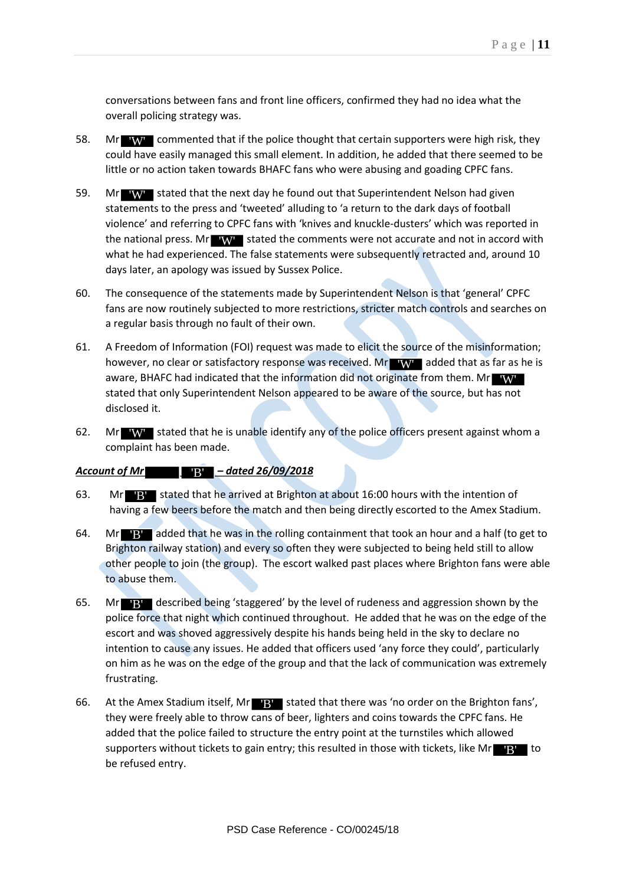conversations between fans and front line officers, confirmed they had no idea what the overall policing strategy was.

58. Mr 'W' commented that if the police thought that certain supporters were high risk, they could have easily managed this small element. In addition, he added that there seemed to be little or no action taken towards BHAFC fans who were abusing and goading CPFC fans.

59. Mr 'W' stated that the next day he found out that Superintendent Nelson had given statements to the press and 'tweeted' alluding to 'a return to the dark days of football violence' and referring to CPFC fans with 'knives and knuckle-dusters' which was reported in the national press. Mr 'W' stated the comments were not accurate and not in accord with what he had experienced. The false statements were subsequently retracted and, around 10 days later, an apology was issued by Sussex Police.

60. The consequence of the statements made by Superintendent Nelson is that 'general' CPFC fans are now routinely subjected to more restrictions, stricter match controls and searches on a regular basis through no fault of their own.

61. A Freedom of Information (FOI) request was made to elicit the source of the misinformation; however, no clear or satisfactory response was received. Mr 'W' added that as far as he is aware, BHAFC had indicated that the information did not originate from them. Mr 'W' stated that only Superintendent Nelson appeared to be aware of the source, but has not disclosed it.

62. Mr 'W' stated that he is unable identify any of the police officers present against whom a complaint has been made.

***Account of Mr 'B' – dated 26/09/2018***

63. Mr 'B' stated that he arrived at Brighton at about 16:00 hours with the intention of having a few beers before the match and then being directly escorted to the Amex Stadium.

64. Mr 'B' added that he was in the rolling containment that took an hour and a half (to get to Brighton railway station) and every so often they were subjected to being held still to allow other people to join (the group). The escort walked past places where Brighton fans were able to abuse them.

65. Mr 'B' described being 'staggered' by the level of rudeness and aggression shown by the police force that night which continued throughout. He added that he was on the edge of the escort and was shoved aggressively despite his hands being held in the sky to declare no intention to cause any issues. He added that officers used 'any force they could', particularly on him as he was on the edge of the group and that the lack of communication was extremely frustrating.

66. At the Amex Stadium itself, Mr 'B' stated that there was 'no order on the Brighton fans', they were freely able to throw cans of beer, lighters and coins towards the CPFC fans. He added that the police failed to structure the entry point at the turnstiles which allowed supporters without tickets to gain entry; this resulted in those with tickets, like Mr 'B' to be refused entry.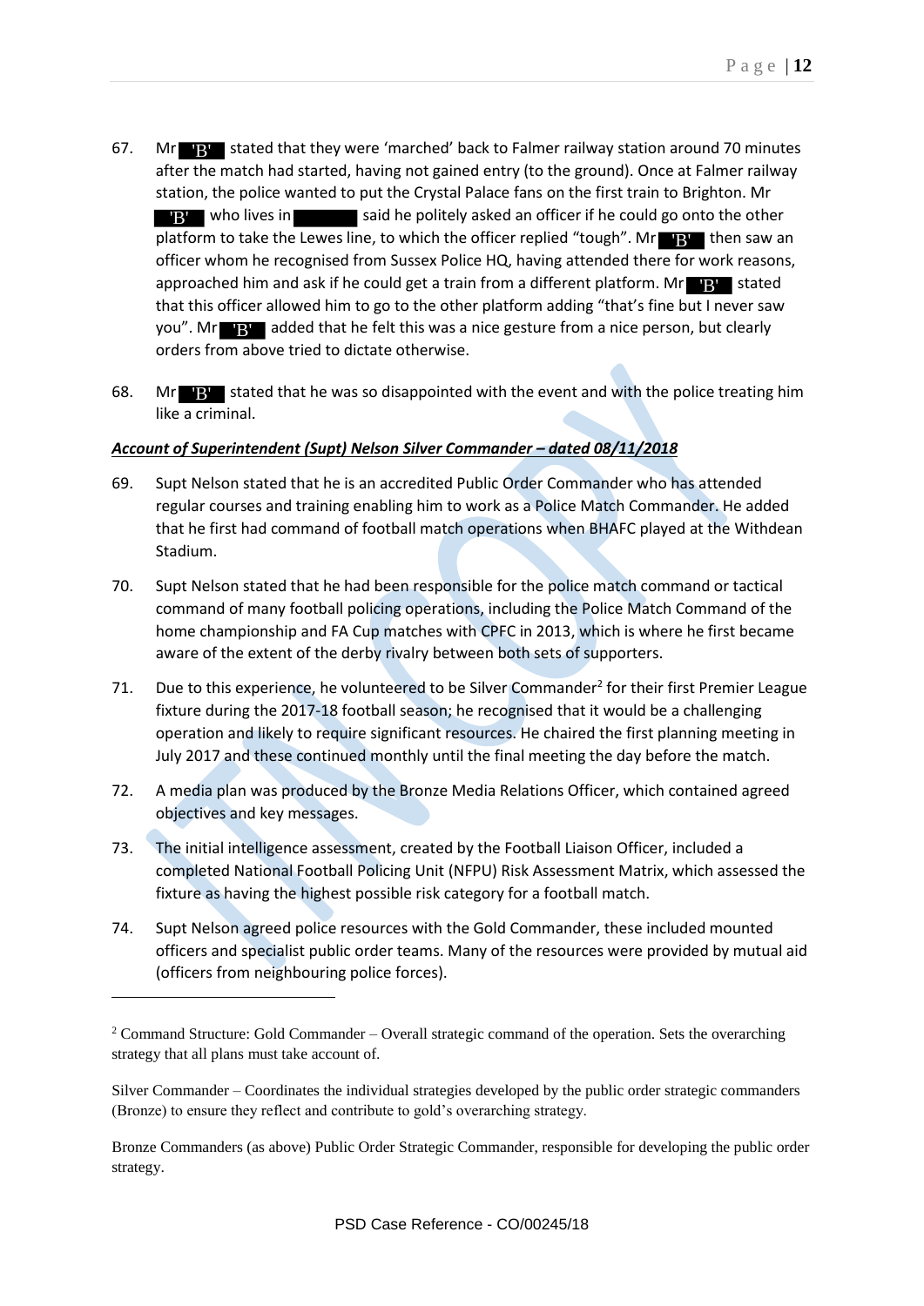67. Mr 'B' stated that they were 'marched' back to Falmer railway station around 70 minutes after the match had started, having not gained entry (to the ground). Once at Falmer railway station, the police wanted to put the Crystal Palace fans on the first train to Brighton. Mr 'B' who lives in ██████ said he politely asked an officer if he could go onto the other platform to take the Lewes line, to which the officer replied "tough". Mr 'B' then saw an officer whom he recognised from Sussex Police HQ, having attended there for work reasons, approached him and ask if he could get a train from a different platform. Mr 'B' stated that this officer allowed him to go to the other platform adding "that's fine but I never saw you". Mr 'B' added that he felt this was a nice gesture from a nice person, but clearly orders from above tried to dictate otherwise.

68. Mr 'B' stated that he was so disappointed with the event and with the police treating him like a criminal.

***Account of Superintendent (Supt) Nelson Silver Commander – dated 08/11/2018***

69. Supt Nelson stated that he is an accredited Public Order Commander who has attended regular courses and training enabling him to work as a Police Match Commander. He added that he first had command of football match operations when BHAFC played at the Withdean Stadium.

70. Supt Nelson stated that he had been responsible for the police match command or tactical command of many football policing operations, including the Police Match Command of the home championship and FA Cup matches with CPFC in 2013, which is where he first became aware of the extent of the derby rivalry between both sets of supporters.

71. Due to this experience, he volunteered to be Silver Commander[2] for their first Premier League fixture during the 2017-18 football season; he recognised that it would be a challenging operation and likely to require significant resources. He chaired the first planning meeting in July 2017 and these continued monthly until the final meeting the day before the match.

72. A media plan was produced by the Bronze Media Relations Officer, which contained agreed objectives and key messages.

73. The initial intelligence assessment, created by the Football Liaison Officer, included a completed National Football Policing Unit (NFPU) Risk Assessment Matrix, which assessed the fixture as having the highest possible risk category for a football match.

74. Supt Nelson agreed police resources with the Gold Commander, these included mounted officers and specialist public order teams. Many of the resources were provided by mutual aid (officers from neighbouring police forces).

---

[2] Command Structure: Gold Commander – Overall strategic command of the operation. Sets the overarching strategy that all plans must take account of.

Silver Commander – Coordinates the individual strategies developed by the public order strategic commanders (Bronze) to ensure they reflect and contribute to gold's overarching strategy.

Bronze Commanders (as above) Public Order Strategic Commander, responsible for developing the public order strategy.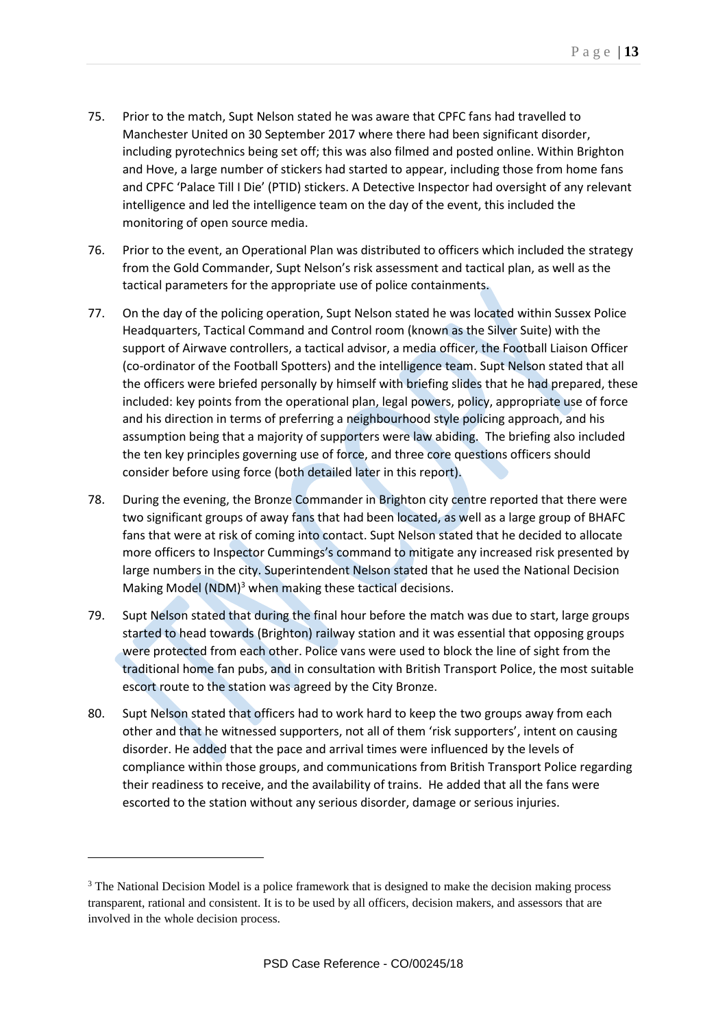75. Prior to the match, Supt Nelson stated he was aware that CPFC fans had travelled to Manchester United on 30 September 2017 where there had been significant disorder, including pyrotechnics being set off; this was also filmed and posted online. Within Brighton and Hove, a large number of stickers had started to appear, including those from home fans and CPFC 'Palace Till I Die' (PTID) stickers. A Detective Inspector had oversight of any relevant intelligence and led the intelligence team on the day of the event, this included the monitoring of open source media.

76. Prior to the event, an Operational Plan was distributed to officers which included the strategy from the Gold Commander, Supt Nelson's risk assessment and tactical plan, as well as the tactical parameters for the appropriate use of police containments.

77. On the day of the policing operation, Supt Nelson stated he was located within Sussex Police Headquarters, Tactical Command and Control room (known as the Silver Suite) with the support of Airwave controllers, a tactical advisor, a media officer, the Football Liaison Officer (co-ordinator of the Football Spotters) and the intelligence team. Supt Nelson stated that all the officers were briefed personally by himself with briefing slides that he had prepared, these included: key points from the operational plan, legal powers, policy, appropriate use of force and his direction in terms of preferring a neighbourhood style policing approach, and his assumption being that a majority of supporters were law abiding. The briefing also included the ten key principles governing use of force, and three core questions officers should consider before using force (both detailed later in this report).

78. During the evening, the Bronze Commander in Brighton city centre reported that there were two significant groups of away fans that had been located, as well as a large group of BHAFC fans that were at risk of coming into contact. Supt Nelson stated that he decided to allocate more officers to Inspector Cummings's command to mitigate any increased risk presented by large numbers in the city. Superintendent Nelson stated that he used the National Decision Making Model (NDM)[3] when making these tactical decisions.

79. Supt Nelson stated that during the final hour before the match was due to start, large groups started to head towards (Brighton) railway station and it was essential that opposing groups were protected from each other. Police vans were used to block the line of sight from the traditional home fan pubs, and in consultation with British Transport Police, the most suitable escort route to the station was agreed by the City Bronze.

80. Supt Nelson stated that officers had to work hard to keep the two groups away from each other and that he witnessed supporters, not all of them 'risk supporters', intent on causing disorder. He added that the pace and arrival times were influenced by the levels of compliance within those groups, and communications from British Transport Police regarding their readiness to receive, and the availability of trains. He added that all the fans were escorted to the station without any serious disorder, damage or serious injuries.

---

[3] The National Decision Model is a police framework that is designed to make the decision making process transparent, rational and consistent. It is to be used by all officers, decision makers, and assessors that are involved in the whole decision process.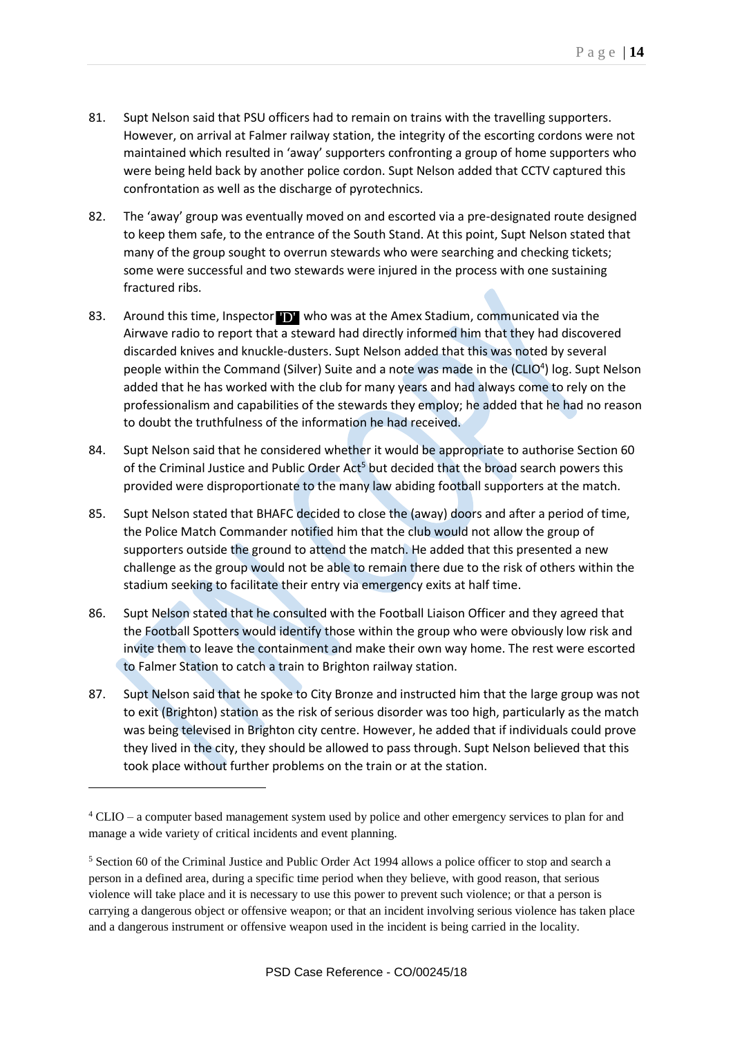81. Supt Nelson said that PSU officers had to remain on trains with the travelling supporters. However, on arrival at Falmer railway station, the integrity of the escorting cordons were not maintained which resulted in 'away' supporters confronting a group of home supporters who were being held back by another police cordon. Supt Nelson added that CCTV captured this confrontation as well as the discharge of pyrotechnics.

82. The 'away' group was eventually moved on and escorted via a pre-designated route designed to keep them safe, to the entrance of the South Stand. At this point, Supt Nelson stated that many of the group sought to overrun stewards who were searching and checking tickets; some were successful and two stewards were injured in the process with one sustaining fractured ribs.

83. Around this time, Inspector 'D' who was at the Amex Stadium, communicated via the Airwave radio to report that a steward had directly informed him that they had discovered discarded knives and knuckle-dusters. Supt Nelson added that this was noted by several people within the Command (Silver) Suite and a note was made in the (CLIO[4]) log. Supt Nelson added that he has worked with the club for many years and had always come to rely on the professionalism and capabilities of the stewards they employ; he added that he had no reason to doubt the truthfulness of the information he had received.

84. Supt Nelson said that he considered whether it would be appropriate to authorise Section 60 of the Criminal Justice and Public Order Act[5] but decided that the broad search powers this provided were disproportionate to the many law abiding football supporters at the match.

85. Supt Nelson stated that BHAFC decided to close the (away) doors and after a period of time, the Police Match Commander notified him that the club would not allow the group of supporters outside the ground to attend the match. He added that this presented a new challenge as the group would not be able to remain there due to the risk of others within the stadium seeking to facilitate their entry via emergency exits at half time.

86. Supt Nelson stated that he consulted with the Football Liaison Officer and they agreed that the Football Spotters would identify those within the group who were obviously low risk and invite them to leave the containment and make their own way home. The rest were escorted to Falmer Station to catch a train to Brighton railway station.

87. Supt Nelson said that he spoke to City Bronze and instructed him that the large group was not to exit (Brighton) station as the risk of serious disorder was too high, particularly as the match was being televised in Brighton city centre. However, he added that if individuals could prove they lived in the city, they should be allowed to pass through. Supt Nelson believed that this took place without further problems on the train or at the station.

---

[4] CLIO – a computer based management system used by police and other emergency services to plan for and manage a wide variety of critical incidents and event planning.

[5] Section 60 of the Criminal Justice and Public Order Act 1994 allows a police officer to stop and search a person in a defined area, during a specific time period when they believe, with good reason, that serious violence will take place and it is necessary to use this power to prevent such violence; or that a person is carrying a dangerous object or offensive weapon; or that an incident involving serious violence has taken place and a dangerous instrument or offensive weapon used in the incident is being carried in the locality.

PSD Case Reference - CO/00245/18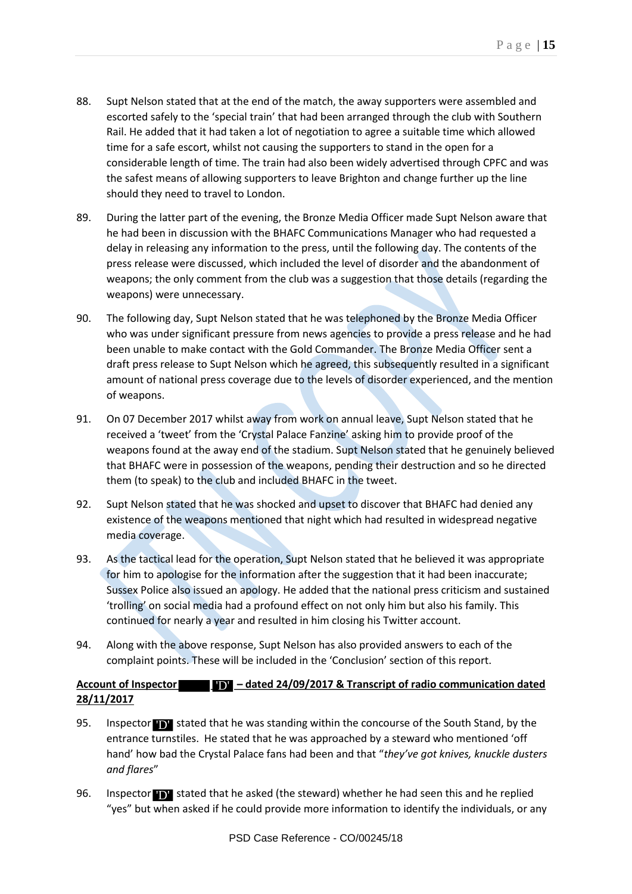88. Supt Nelson stated that at the end of the match, the away supporters were assembled and escorted safely to the 'special train' that had been arranged through the club with Southern Rail. He added that it had taken a lot of negotiation to agree a suitable time which allowed time for a safe escort, whilst not causing the supporters to stand in the open for a considerable length of time. The train had also been widely advertised through CPFC and was the safest means of allowing supporters to leave Brighton and change further up the line should they need to travel to London.

89. During the latter part of the evening, the Bronze Media Officer made Supt Nelson aware that he had been in discussion with the BHAFC Communications Manager who had requested a delay in releasing any information to the press, until the following day. The contents of the press release were discussed, which included the level of disorder and the abandonment of weapons; the only comment from the club was a suggestion that those details (regarding the weapons) were unnecessary.

90. The following day, Supt Nelson stated that he was telephoned by the Bronze Media Officer who was under significant pressure from news agencies to provide a press release and he had been unable to make contact with the Gold Commander. The Bronze Media Officer sent a draft press release to Supt Nelson which he agreed, this subsequently resulted in a significant amount of national press coverage due to the levels of disorder experienced, and the mention of weapons.

91. On 07 December 2017 whilst away from work on annual leave, Supt Nelson stated that he received a 'tweet' from the 'Crystal Palace Fanzine' asking him to provide proof of the weapons found at the away end of the stadium. Supt Nelson stated that he genuinely believed that BHAFC were in possession of the weapons, pending their destruction and so he directed them (to speak) to the club and included BHAFC in the tweet.

92. Supt Nelson stated that he was shocked and upset to discover that BHAFC had denied any existence of the weapons mentioned that night which had resulted in widespread negative media coverage.

93. As the tactical lead for the operation, Supt Nelson stated that he believed it was appropriate for him to apologise for the information after the suggestion that it had been inaccurate; Sussex Police also issued an apology. He added that the national press criticism and sustained 'trolling' on social media had a profound effect on not only him but also his family. This continued for nearly a year and resulted in him closing his Twitter account.

94. Along with the above response, Supt Nelson has also provided answers to each of the complaint points. These will be included in the 'Conclusion' section of this report.

**Account of Inspector ██████ 'D' – dated 24/09/2017 & Transcript of radio communication dated 28/11/2017**

95. Inspector 'D' stated that he was standing within the concourse of the South Stand, by the entrance turnstiles. He stated that he was approached by a steward who mentioned 'off hand' how bad the Crystal Palace fans had been and that "*they've got knives, knuckle dusters and flares*"

96. Inspector 'D' stated that he asked (the steward) whether he had seen this and he replied "yes" but when asked if he could provide more information to identify the individuals, or any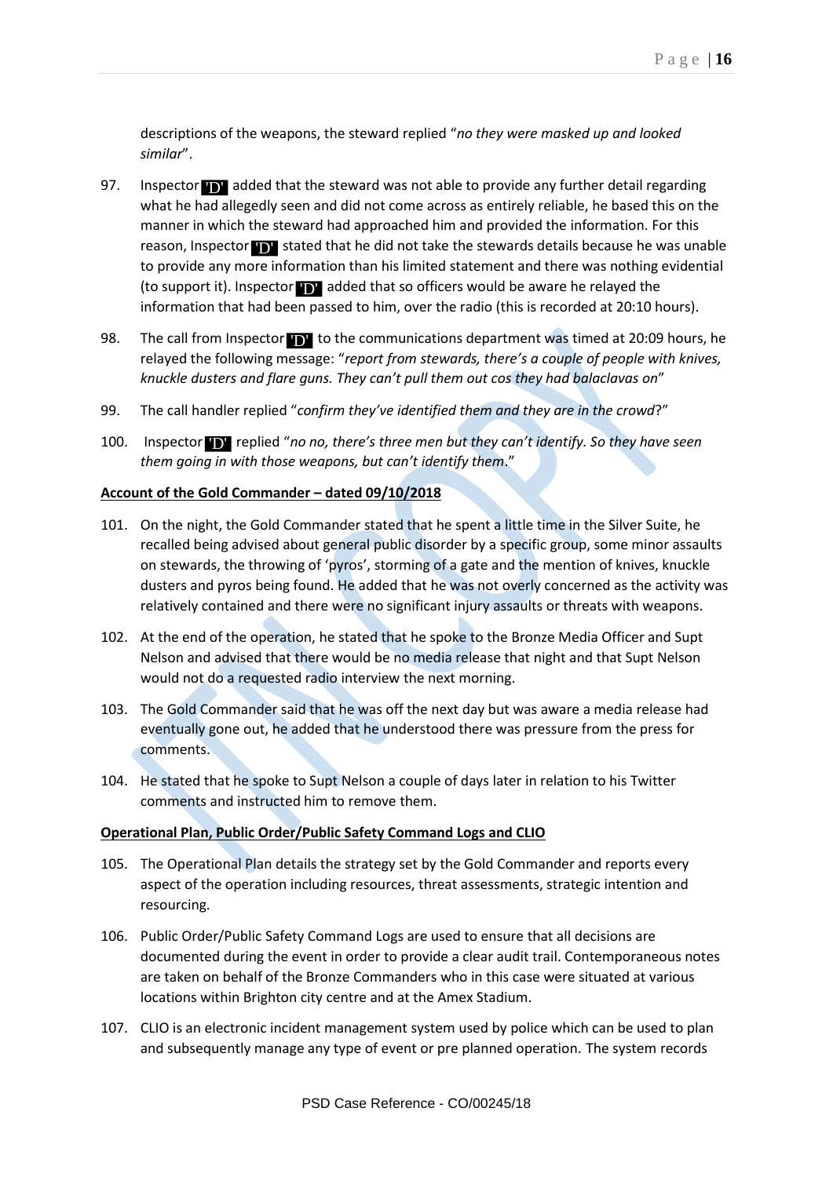descriptions of the weapons, the steward replied "*no they were masked up and looked similar*".

97. Inspector 'D' added that the steward was not able to provide any further detail regarding what he had allegedly seen and did not come across as entirely reliable, he based this on the manner in which the steward had approached him and provided the information. For this reason, Inspector 'D' stated that he did not take the stewards details because he was unable to provide any more information than his limited statement and there was nothing evidential (to support it). Inspector 'D' added that so officers would be aware he relayed the information that had been passed to him, over the radio (this is recorded at 20:10 hours).

98. The call from Inspector 'D' to the communications department was timed at 20:09 hours, he relayed the following message: "*report from stewards, there's a couple of people with knives, knuckle dusters and flare guns. They can't pull them out cos they had balaclavas on*"

99. The call handler replied "*confirm they've identified them and they are in the crowd*?"

100. Inspector 'D' replied "*no no, there's three men but they can't identify. So they have seen them going in with those weapons, but can't identify them*."

**Account of the Gold Commander – dated 09/10/2018**

101. On the night, the Gold Commander stated that he spent a little time in the Silver Suite, he recalled being advised about general public disorder by a specific group, some minor assaults on stewards, the throwing of 'pyros', storming of a gate and the mention of knives, knuckle dusters and pyros being found. He added that he was not overly concerned as the activity was relatively contained and there were no significant injury assaults or threats with weapons.

102. At the end of the operation, he stated that he spoke to the Bronze Media Officer and Supt Nelson and advised that there would be no media release that night and that Supt Nelson would not do a requested radio interview the next morning.

103. The Gold Commander said that he was off the next day but was aware a media release had eventually gone out, he added that he understood there was pressure from the press for comments.

104. He stated that he spoke to Supt Nelson a couple of days later in relation to his Twitter comments and instructed him to remove them.

**Operational Plan, Public Order/Public Safety Command Logs and CLIO**

105. The Operational Plan details the strategy set by the Gold Commander and reports every aspect of the operation including resources, threat assessments, strategic intention and resourcing.

106. Public Order/Public Safety Command Logs are used to ensure that all decisions are documented during the event in order to provide a clear audit trail. Contemporaneous notes are taken on behalf of the Bronze Commanders who in this case were situated at various locations within Brighton city centre and at the Amex Stadium.

107. CLIO is an electronic incident management system used by police which can be used to plan and subsequently manage any type of event or pre planned operation. The system records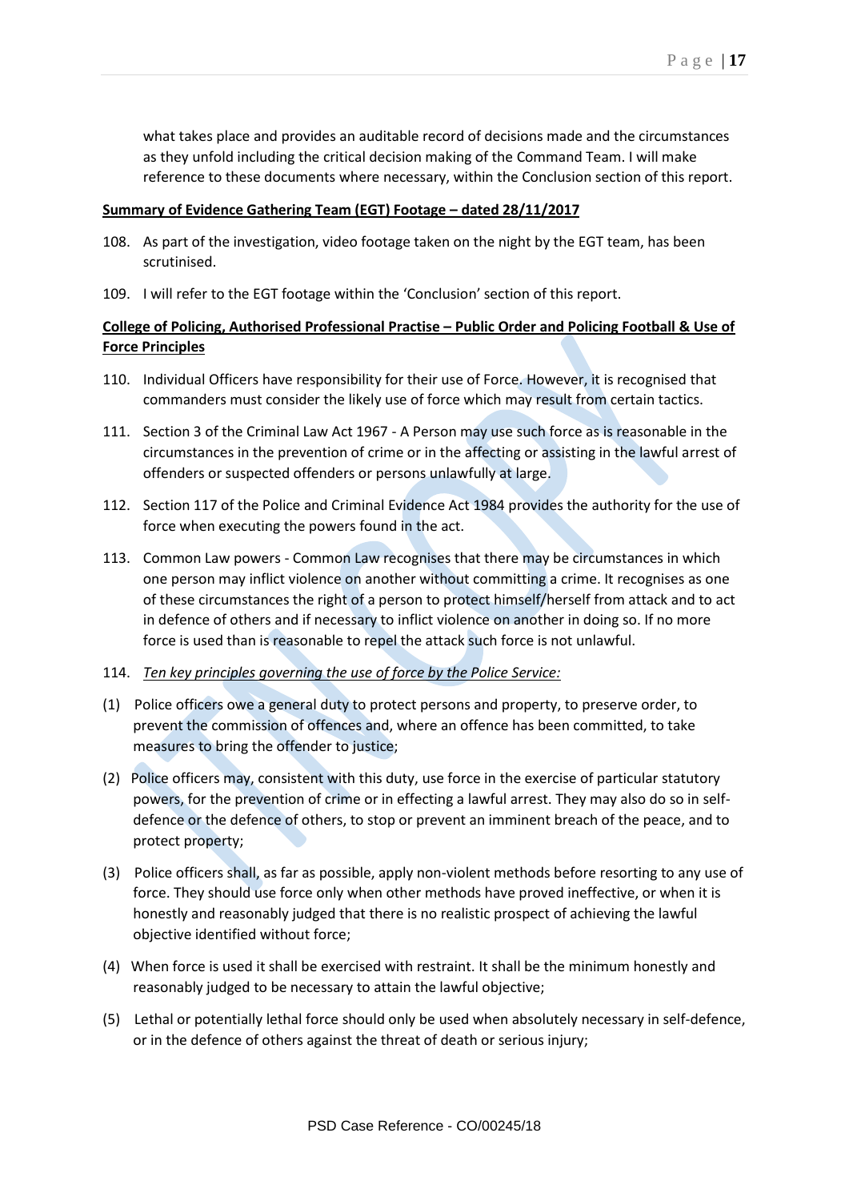what takes place and provides an auditable record of decisions made and the circumstances as they unfold including the critical decision making of the Command Team. I will make reference to these documents where necessary, within the Conclusion section of this report.

**Summary of Evidence Gathering Team (EGT) Footage – dated 28/11/2017**

108. As part of the investigation, video footage taken on the night by the EGT team, has been scrutinised.

109. I will refer to the EGT footage within the 'Conclusion' section of this report.

**College of Policing, Authorised Professional Practise – Public Order and Policing Football & Use of Force Principles**

110. Individual Officers have responsibility for their use of Force. However, it is recognised that commanders must consider the likely use of force which may result from certain tactics.

111. Section 3 of the Criminal Law Act 1967 - A Person may use such force as is reasonable in the circumstances in the prevention of crime or in the affecting or assisting in the lawful arrest of offenders or suspected offenders or persons unlawfully at large.

112. Section 117 of the Police and Criminal Evidence Act 1984 provides the authority for the use of force when executing the powers found in the act.

113. Common Law powers - Common Law recognises that there may be circumstances in which one person may inflict violence on another without committing a crime. It recognises as one of these circumstances the right of a person to protect himself/herself from attack and to act in defence of others and if necessary to inflict violence on another in doing so. If no more force is used than is reasonable to repel the attack such force is not unlawful.

114. *Ten key principles governing the use of force by the Police Service:*

(1) Police officers owe a general duty to protect persons and property, to preserve order, to prevent the commission of offences and, where an offence has been committed, to take measures to bring the offender to justice;

(2) Police officers may, consistent with this duty, use force in the exercise of particular statutory powers, for the prevention of crime or in effecting a lawful arrest. They may also do so in self-defence or the defence of others, to stop or prevent an imminent breach of the peace, and to protect property;

(3) Police officers shall, as far as possible, apply non-violent methods before resorting to any use of force. They should use force only when other methods have proved ineffective, or when it is honestly and reasonably judged that there is no realistic prospect of achieving the lawful objective identified without force;

(4) When force is used it shall be exercised with restraint. It shall be the minimum honestly and reasonably judged to be necessary to attain the lawful objective;

(5) Lethal or potentially lethal force should only be used when absolutely necessary in self-defence, or in the defence of others against the threat of death or serious injury;

PSD Case Reference - CO/00245/18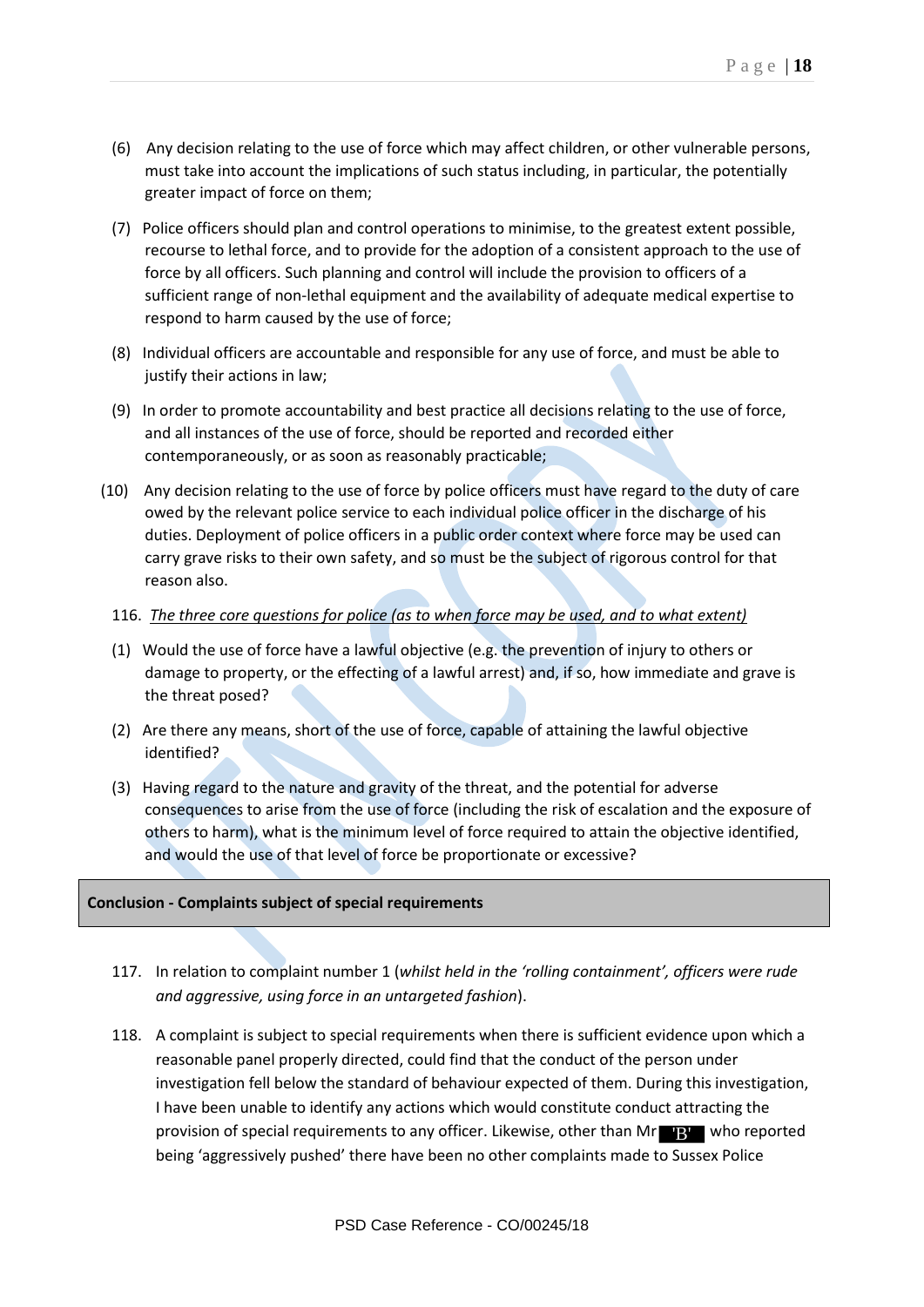(6) Any decision relating to the use of force which may affect children, or other vulnerable persons, must take into account the implications of such status including, in particular, the potentially greater impact of force on them;

(7) Police officers should plan and control operations to minimise, to the greatest extent possible, recourse to lethal force, and to provide for the adoption of a consistent approach to the use of force by all officers. Such planning and control will include the provision to officers of a sufficient range of non-lethal equipment and the availability of adequate medical expertise to respond to harm caused by the use of force;

(8) Individual officers are accountable and responsible for any use of force, and must be able to justify their actions in law;

(9) In order to promote accountability and best practice all decisions relating to the use of force, and all instances of the use of force, should be reported and recorded either contemporaneously, or as soon as reasonably practicable;

(10) Any decision relating to the use of force by police officers must have regard to the duty of care owed by the relevant police service to each individual police officer in the discharge of his duties. Deployment of police officers in a public order context where force may be used can carry grave risks to their own safety, and so must be the subject of rigorous control for that reason also.

116. *The three core questions for police (as to when force may be used, and to what extent)*

(1) Would the use of force have a lawful objective (e.g. the prevention of injury to others or damage to property, or the effecting of a lawful arrest) and, if so, how immediate and grave is the threat posed?

(2) Are there any means, short of the use of force, capable of attaining the lawful objective identified?

(3) Having regard to the nature and gravity of the threat, and the potential for adverse consequences to arise from the use of force (including the risk of escalation and the exposure of others to harm), what is the minimum level of force required to attain the objective identified, and would the use of that level of force be proportionate or excessive?

## Conclusion - Complaints subject of special requirements

117. In relation to complaint number 1 (*whilst held in the 'rolling containment', officers were rude and aggressive, using force in an untargeted fashion*).

118. A complaint is subject to special requirements when there is sufficient evidence upon which a reasonable panel properly directed, could find that the conduct of the person under investigation fell below the standard of behaviour expected of them. During this investigation, I have been unable to identify any actions which would constitute conduct attracting the provision of special requirements to any officer. Likewise, other than Mr 'B' who reported being 'aggressively pushed' there have been no other complaints made to Sussex Police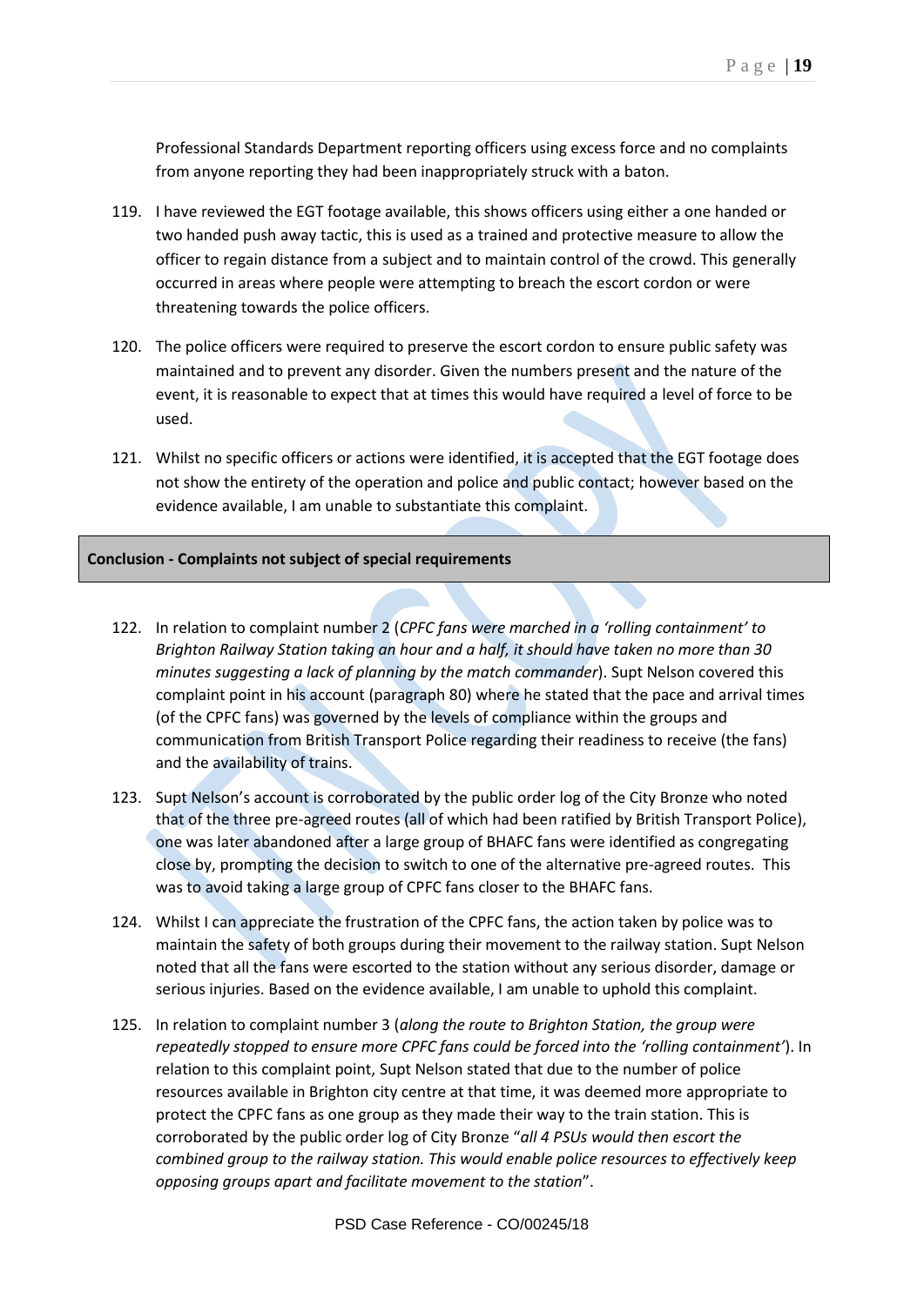Professional Standards Department reporting officers using excess force and no complaints from anyone reporting they had been inappropriately struck with a baton.

119. I have reviewed the EGT footage available, this shows officers using either a one handed or two handed push away tactic, this is used as a trained and protective measure to allow the officer to regain distance from a subject and to maintain control of the crowd. This generally occurred in areas where people were attempting to breach the escort cordon or were threatening towards the police officers.

120. The police officers were required to preserve the escort cordon to ensure public safety was maintained and to prevent any disorder. Given the numbers present and the nature of the event, it is reasonable to expect that at times this would have required a level of force to be used.

121. Whilst no specific officers or actions were identified, it is accepted that the EGT footage does not show the entirety of the operation and police and public contact; however based on the evidence available, I am unable to substantiate this complaint.

**Conclusion - Complaints not subject of special requirements**

122. In relation to complaint number 2 (*CPFC fans were marched in a 'rolling containment' to Brighton Railway Station taking an hour and a half, it should have taken no more than 30 minutes suggesting a lack of planning by the match commander*). Supt Nelson covered this complaint point in his account (paragraph 80) where he stated that the pace and arrival times (of the CPFC fans) was governed by the levels of compliance within the groups and communication from British Transport Police regarding their readiness to receive (the fans) and the availability of trains.

123. Supt Nelson's account is corroborated by the public order log of the City Bronze who noted that of the three pre-agreed routes (all of which had been ratified by British Transport Police), one was later abandoned after a large group of BHAFC fans were identified as congregating close by, prompting the decision to switch to one of the alternative pre-agreed routes. This was to avoid taking a large group of CPFC fans closer to the BHAFC fans.

124. Whilst I can appreciate the frustration of the CPFC fans, the action taken by police was to maintain the safety of both groups during their movement to the railway station. Supt Nelson noted that all the fans were escorted to the station without any serious disorder, damage or serious injuries. Based on the evidence available, I am unable to uphold this complaint.

125. In relation to complaint number 3 (*along the route to Brighton Station, the group were repeatedly stopped to ensure more CPFC fans could be forced into the 'rolling containment'*). In relation to this complaint point, Supt Nelson stated that due to the number of police resources available in Brighton city centre at that time, it was deemed more appropriate to protect the CPFC fans as one group as they made their way to the train station. This is corroborated by the public order log of City Bronze "*all 4 PSUs would then escort the combined group to the railway station. This would enable police resources to effectively keep opposing groups apart and facilitate movement to the station*".

PSD Case Reference - CO/00245/18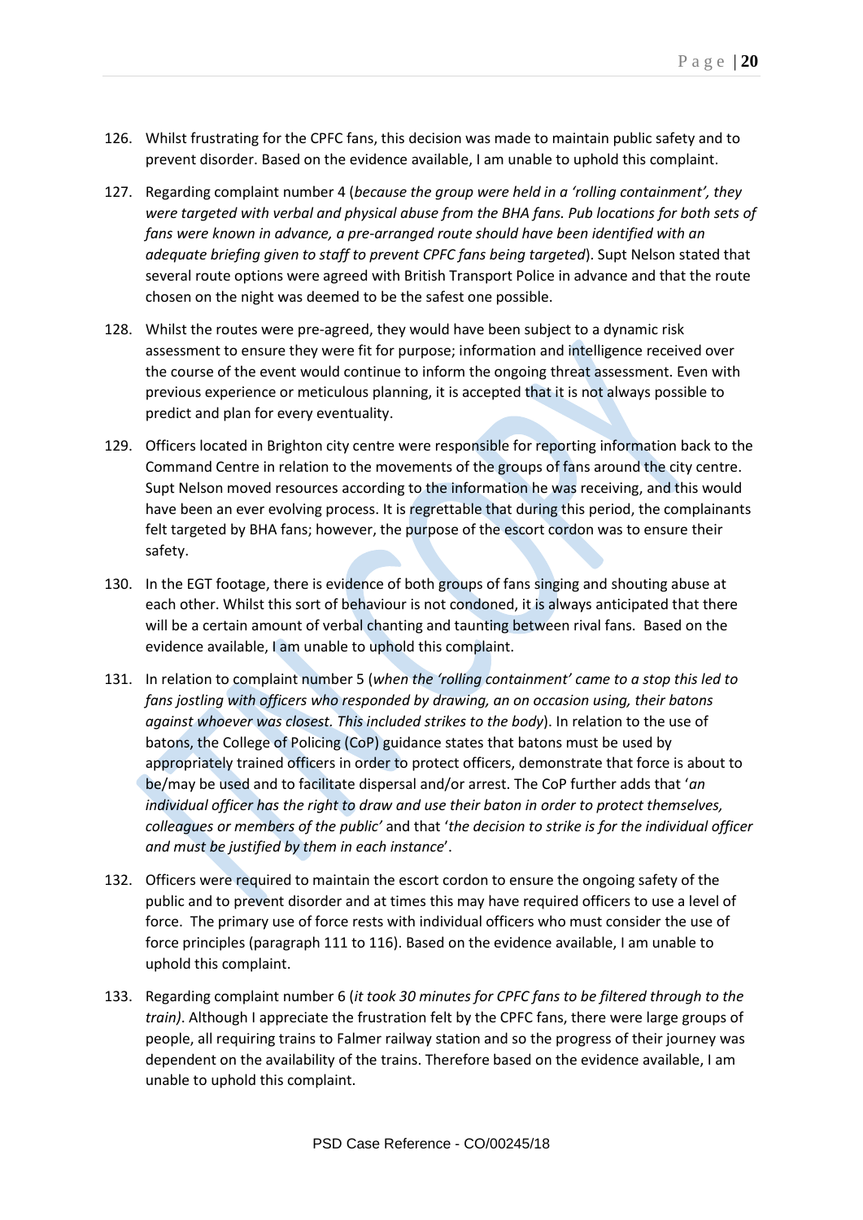126. Whilst frustrating for the CPFC fans, this decision was made to maintain public safety and to prevent disorder. Based on the evidence available, I am unable to uphold this complaint.

127. Regarding complaint number 4 (*because the group were held in a 'rolling containment', they were targeted with verbal and physical abuse from the BHA fans. Pub locations for both sets of fans were known in advance, a pre-arranged route should have been identified with an adequate briefing given to staff to prevent CPFC fans being targeted*). Supt Nelson stated that several route options were agreed with British Transport Police in advance and that the route chosen on the night was deemed to be the safest one possible.

128. Whilst the routes were pre-agreed, they would have been subject to a dynamic risk assessment to ensure they were fit for purpose; information and intelligence received over the course of the event would continue to inform the ongoing threat assessment. Even with previous experience or meticulous planning, it is accepted that it is not always possible to predict and plan for every eventuality.

129. Officers located in Brighton city centre were responsible for reporting information back to the Command Centre in relation to the movements of the groups of fans around the city centre. Supt Nelson moved resources according to the information he was receiving, and this would have been an ever evolving process. It is regrettable that during this period, the complainants felt targeted by BHA fans; however, the purpose of the escort cordon was to ensure their safety.

130. In the EGT footage, there is evidence of both groups of fans singing and shouting abuse at each other. Whilst this sort of behaviour is not condoned, it is always anticipated that there will be a certain amount of verbal chanting and taunting between rival fans. Based on the evidence available, I am unable to uphold this complaint.

131. In relation to complaint number 5 (*when the 'rolling containment' came to a stop this led to fans jostling with officers who responded by drawing, an on occasion using, their batons against whoever was closest. This included strikes to the body*). In relation to the use of batons, the College of Policing (CoP) guidance states that batons must be used by appropriately trained officers in order to protect officers, demonstrate that force is about to be/may be used and to facilitate dispersal and/or arrest. The CoP further adds that '*an individual officer has the right to draw and use their baton in order to protect themselves, colleagues or members of the public'* and that '*the decision to strike is for the individual officer and must be justified by them in each instance*'.

132. Officers were required to maintain the escort cordon to ensure the ongoing safety of the public and to prevent disorder and at times this may have required officers to use a level of force. The primary use of force rests with individual officers who must consider the use of force principles (paragraph 111 to 116). Based on the evidence available, I am unable to uphold this complaint.

133. Regarding complaint number 6 (*it took 30 minutes for CPFC fans to be filtered through to the train)*. Although I appreciate the frustration felt by the CPFC fans, there were large groups of people, all requiring trains to Falmer railway station and so the progress of their journey was dependent on the availability of the trains. Therefore based on the evidence available, I am unable to uphold this complaint.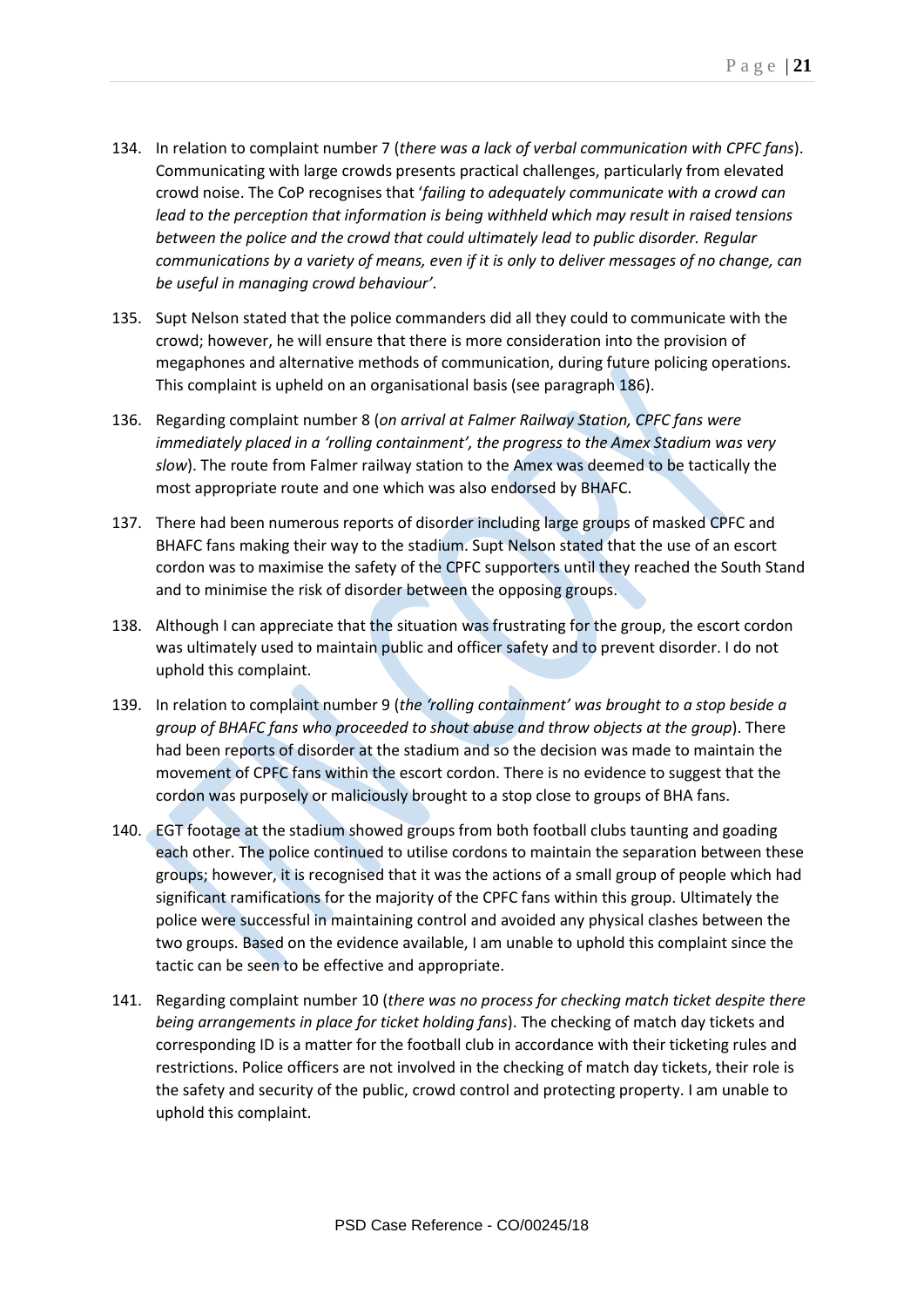134. In relation to complaint number 7 (*there was a lack of verbal communication with CPFC fans*). Communicating with large crowds presents practical challenges, particularly from elevated crowd noise. The CoP recognises that '*failing to adequately communicate with a crowd can lead to the perception that information is being withheld which may result in raised tensions between the police and the crowd that could ultimately lead to public disorder. Regular communications by a variety of means, even if it is only to deliver messages of no change, can be useful in managing crowd behaviour'*.

135. Supt Nelson stated that the police commanders did all they could to communicate with the crowd; however, he will ensure that there is more consideration into the provision of megaphones and alternative methods of communication, during future policing operations. This complaint is upheld on an organisational basis (see paragraph 186).

136. Regarding complaint number 8 (*on arrival at Falmer Railway Station, CPFC fans were immediately placed in a 'rolling containment', the progress to the Amex Stadium was very slow*). The route from Falmer railway station to the Amex was deemed to be tactically the most appropriate route and one which was also endorsed by BHAFC.

137. There had been numerous reports of disorder including large groups of masked CPFC and BHAFC fans making their way to the stadium. Supt Nelson stated that the use of an escort cordon was to maximise the safety of the CPFC supporters until they reached the South Stand and to minimise the risk of disorder between the opposing groups.

138. Although I can appreciate that the situation was frustrating for the group, the escort cordon was ultimately used to maintain public and officer safety and to prevent disorder. I do not uphold this complaint.

139. In relation to complaint number 9 (*the 'rolling containment' was brought to a stop beside a group of BHAFC fans who proceeded to shout abuse and throw objects at the group*). There had been reports of disorder at the stadium and so the decision was made to maintain the movement of CPFC fans within the escort cordon. There is no evidence to suggest that the cordon was purposely or maliciously brought to a stop close to groups of BHA fans.

140. EGT footage at the stadium showed groups from both football clubs taunting and goading each other. The police continued to utilise cordons to maintain the separation between these groups; however, it is recognised that it was the actions of a small group of people which had significant ramifications for the majority of the CPFC fans within this group. Ultimately the police were successful in maintaining control and avoided any physical clashes between the two groups. Based on the evidence available, I am unable to uphold this complaint since the tactic can be seen to be effective and appropriate.

141. Regarding complaint number 10 (*there was no process for checking match ticket despite there being arrangements in place for ticket holding fans*). The checking of match day tickets and corresponding ID is a matter for the football club in accordance with their ticketing rules and restrictions. Police officers are not involved in the checking of match day tickets, their role is the safety and security of the public, crowd control and protecting property. I am unable to uphold this complaint.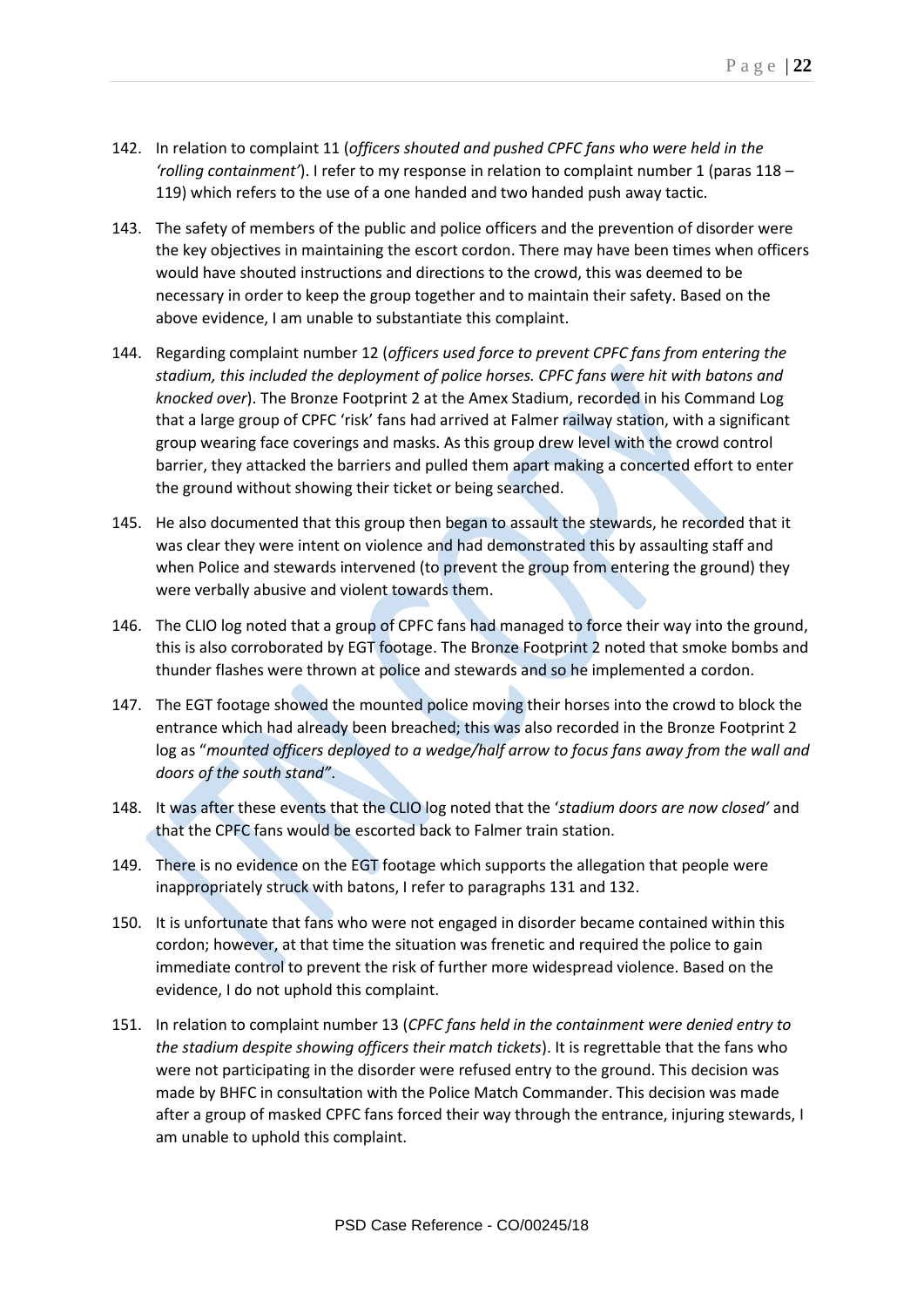142. In relation to complaint 11 (*officers shouted and pushed CPFC fans who were held in the 'rolling containment'*). I refer to my response in relation to complaint number 1 (paras 118 – 119) which refers to the use of a one handed and two handed push away tactic.

143. The safety of members of the public and police officers and the prevention of disorder were the key objectives in maintaining the escort cordon. There may have been times when officers would have shouted instructions and directions to the crowd, this was deemed to be necessary in order to keep the group together and to maintain their safety. Based on the above evidence, I am unable to substantiate this complaint.

144. Regarding complaint number 12 (*officers used force to prevent CPFC fans from entering the stadium, this included the deployment of police horses. CPFC fans were hit with batons and knocked over*). The Bronze Footprint 2 at the Amex Stadium, recorded in his Command Log that a large group of CPFC 'risk' fans had arrived at Falmer railway station, with a significant group wearing face coverings and masks. As this group drew level with the crowd control barrier, they attacked the barriers and pulled them apart making a concerted effort to enter the ground without showing their ticket or being searched.

145. He also documented that this group then began to assault the stewards, he recorded that it was clear they were intent on violence and had demonstrated this by assaulting staff and when Police and stewards intervened (to prevent the group from entering the ground) they were verbally abusive and violent towards them.

146. The CLIO log noted that a group of CPFC fans had managed to force their way into the ground, this is also corroborated by EGT footage. The Bronze Footprint 2 noted that smoke bombs and thunder flashes were thrown at police and stewards and so he implemented a cordon.

147. The EGT footage showed the mounted police moving their horses into the crowd to block the entrance which had already been breached; this was also recorded in the Bronze Footprint 2 log as "*mounted officers deployed to a wedge/half arrow to focus fans away from the wall and doors of the south stand"*.

148. It was after these events that the CLIO log noted that the '*stadium doors are now closed'* and that the CPFC fans would be escorted back to Falmer train station.

149. There is no evidence on the EGT footage which supports the allegation that people were inappropriately struck with batons, I refer to paragraphs 131 and 132.

150. It is unfortunate that fans who were not engaged in disorder became contained within this cordon; however, at that time the situation was frenetic and required the police to gain immediate control to prevent the risk of further more widespread violence. Based on the evidence, I do not uphold this complaint.

151. In relation to complaint number 13 (*CPFC fans held in the containment were denied entry to the stadium despite showing officers their match tickets*). It is regrettable that the fans who were not participating in the disorder were refused entry to the ground. This decision was made by BHFC in consultation with the Police Match Commander. This decision was made after a group of masked CPFC fans forced their way through the entrance, injuring stewards, I am unable to uphold this complaint.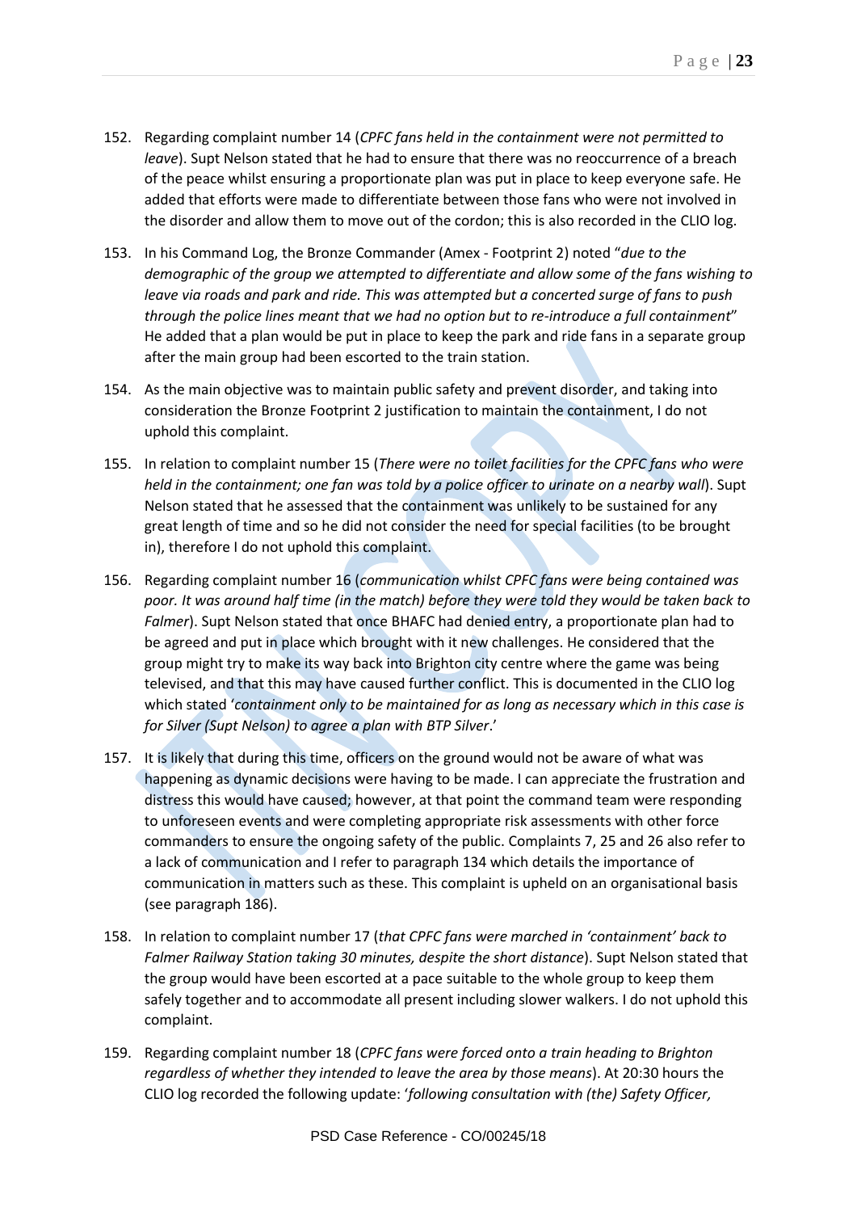152. Regarding complaint number 14 (*CPFC fans held in the containment were not permitted to leave*). Supt Nelson stated that he had to ensure that there was no reoccurrence of a breach of the peace whilst ensuring a proportionate plan was put in place to keep everyone safe. He added that efforts were made to differentiate between those fans who were not involved in the disorder and allow them to move out of the cordon; this is also recorded in the CLIO log.

153. In his Command Log, the Bronze Commander (Amex - Footprint 2) noted "*due to the demographic of the group we attempted to differentiate and allow some of the fans wishing to leave via roads and park and ride. This was attempted but a concerted surge of fans to push through the police lines meant that we had no option but to re-introduce a full containment*" He added that a plan would be put in place to keep the park and ride fans in a separate group after the main group had been escorted to the train station.

154. As the main objective was to maintain public safety and prevent disorder, and taking into consideration the Bronze Footprint 2 justification to maintain the containment, I do not uphold this complaint.

155. In relation to complaint number 15 (*There were no toilet facilities for the CPFC fans who were held in the containment; one fan was told by a police officer to urinate on a nearby wall*). Supt Nelson stated that he assessed that the containment was unlikely to be sustained for any great length of time and so he did not consider the need for special facilities (to be brought in), therefore I do not uphold this complaint.

156. Regarding complaint number 16 (*communication whilst CPFC fans were being contained was poor. It was around half time (in the match) before they were told they would be taken back to Falmer*). Supt Nelson stated that once BHAFC had denied entry, a proportionate plan had to be agreed and put in place which brought with it new challenges. He considered that the group might try to make its way back into Brighton city centre where the game was being televised, and that this may have caused further conflict. This is documented in the CLIO log which stated '*containment only to be maintained for as long as necessary which in this case is for Silver (Supt Nelson) to agree a plan with BTP Silver*.'

157. It is likely that during this time, officers on the ground would not be aware of what was happening as dynamic decisions were having to be made. I can appreciate the frustration and distress this would have caused; however, at that point the command team were responding to unforeseen events and were completing appropriate risk assessments with other force commanders to ensure the ongoing safety of the public. Complaints 7, 25 and 26 also refer to a lack of communication and I refer to paragraph 134 which details the importance of communication in matters such as these. This complaint is upheld on an organisational basis (see paragraph 186).

158. In relation to complaint number 17 (*that CPFC fans were marched in 'containment' back to Falmer Railway Station taking 30 minutes, despite the short distance*). Supt Nelson stated that the group would have been escorted at a pace suitable to the whole group to keep them safely together and to accommodate all present including slower walkers. I do not uphold this complaint.

159. Regarding complaint number 18 (*CPFC fans were forced onto a train heading to Brighton regardless of whether they intended to leave the area by those means*). At 20:30 hours the CLIO log recorded the following update: '*following consultation with (the) Safety Officer,*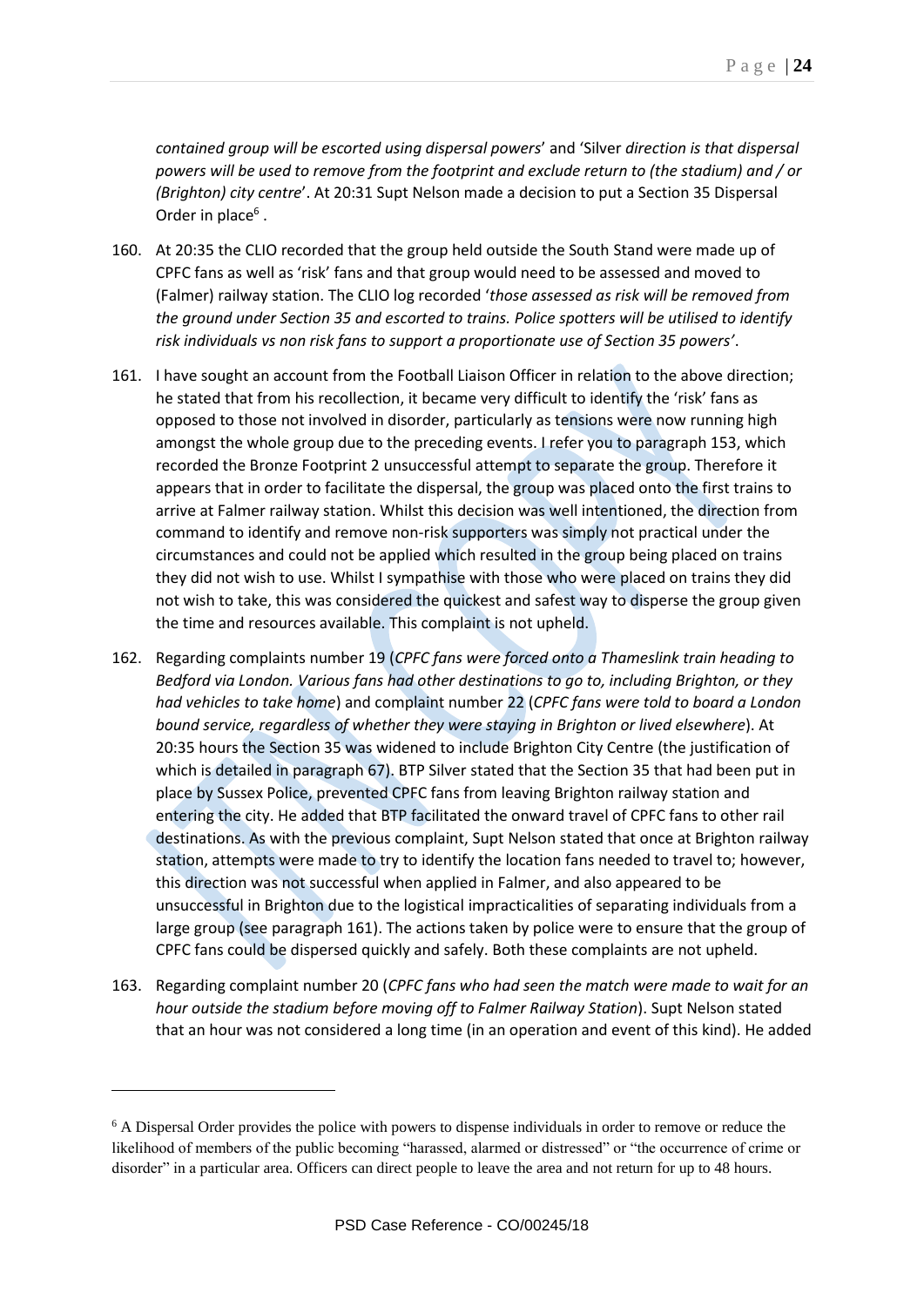*contained group will be escorted using dispersal powers*' and 'Silver *direction is that dispersal powers will be used to remove from the footprint and exclude return to (the stadium) and / or (Brighton) city centre*'. At 20:31 Supt Nelson made a decision to put a Section 35 Dispersal Order in place[6] .

160. At 20:35 the CLIO recorded that the group held outside the South Stand were made up of CPFC fans as well as 'risk' fans and that group would need to be assessed and moved to (Falmer) railway station. The CLIO log recorded '*those assessed as risk will be removed from the ground under Section 35 and escorted to trains. Police spotters will be utilised to identify risk individuals vs non risk fans to support a proportionate use of Section 35 powers*'.

161. I have sought an account from the Football Liaison Officer in relation to the above direction; he stated that from his recollection, it became very difficult to identify the 'risk' fans as opposed to those not involved in disorder, particularly as tensions were now running high amongst the whole group due to the preceding events. I refer you to paragraph 153, which recorded the Bronze Footprint 2 unsuccessful attempt to separate the group. Therefore it appears that in order to facilitate the dispersal, the group was placed onto the first trains to arrive at Falmer railway station. Whilst this decision was well intentioned, the direction from command to identify and remove non-risk supporters was simply not practical under the circumstances and could not be applied which resulted in the group being placed on trains they did not wish to use. Whilst I sympathise with those who were placed on trains they did not wish to take, this was considered the quickest and safest way to disperse the group given the time and resources available. This complaint is not upheld.

162. Regarding complaints number 19 (*CPFC fans were forced onto a Thameslink train heading to Bedford via London. Various fans had other destinations to go to, including Brighton, or they had vehicles to take home*) and complaint number 22 (*CPFC fans were told to board a London bound service, regardless of whether they were staying in Brighton or lived elsewhere*). At 20:35 hours the Section 35 was widened to include Brighton City Centre (the justification of which is detailed in paragraph 67). BTP Silver stated that the Section 35 that had been put in place by Sussex Police, prevented CPFC fans from leaving Brighton railway station and entering the city. He added that BTP facilitated the onward travel of CPFC fans to other rail destinations. As with the previous complaint, Supt Nelson stated that once at Brighton railway station, attempts were made to try to identify the location fans needed to travel to; however, this direction was not successful when applied in Falmer, and also appeared to be unsuccessful in Brighton due to the logistical impracticalities of separating individuals from a large group (see paragraph 161). The actions taken by police were to ensure that the group of CPFC fans could be dispersed quickly and safely. Both these complaints are not upheld.

163. Regarding complaint number 20 (*CPFC fans who had seen the match were made to wait for an hour outside the stadium before moving off to Falmer Railway Station*). Supt Nelson stated that an hour was not considered a long time (in an operation and event of this kind). He added

---

[6] A Dispersal Order provides the police with powers to dispense individuals in order to remove or reduce the likelihood of members of the public becoming "harassed, alarmed or distressed" or "the occurrence of crime or disorder" in a particular area. Officers can direct people to leave the area and not return for up to 48 hours.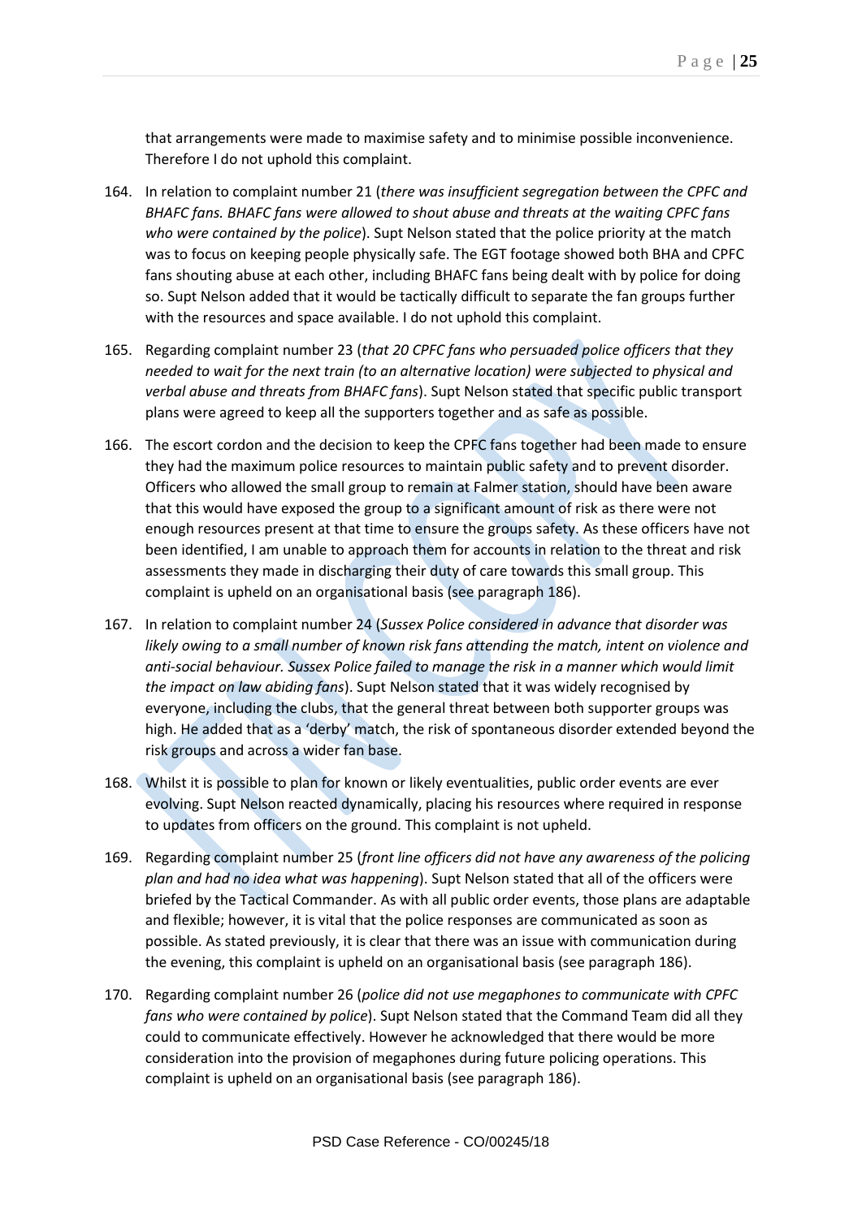that arrangements were made to maximise safety and to minimise possible inconvenience. Therefore I do not uphold this complaint.

164. In relation to complaint number 21 (*there was insufficient segregation between the CPFC and BHAFC fans. BHAFC fans were allowed to shout abuse and threats at the waiting CPFC fans who were contained by the police*). Supt Nelson stated that the police priority at the match was to focus on keeping people physically safe. The EGT footage showed both BHA and CPFC fans shouting abuse at each other, including BHAFC fans being dealt with by police for doing so. Supt Nelson added that it would be tactically difficult to separate the fan groups further with the resources and space available. I do not uphold this complaint.

165. Regarding complaint number 23 (*that 20 CPFC fans who persuaded police officers that they needed to wait for the next train (to an alternative location) were subjected to physical and verbal abuse and threats from BHAFC fans*). Supt Nelson stated that specific public transport plans were agreed to keep all the supporters together and as safe as possible.

166. The escort cordon and the decision to keep the CPFC fans together had been made to ensure they had the maximum police resources to maintain public safety and to prevent disorder. Officers who allowed the small group to remain at Falmer station, should have been aware that this would have exposed the group to a significant amount of risk as there were not enough resources present at that time to ensure the groups safety. As these officers have not been identified, I am unable to approach them for accounts in relation to the threat and risk assessments they made in discharging their duty of care towards this small group. This complaint is upheld on an organisational basis (see paragraph 186).

167. In relation to complaint number 24 (*Sussex Police considered in advance that disorder was likely owing to a small number of known risk fans attending the match, intent on violence and anti-social behaviour. Sussex Police failed to manage the risk in a manner which would limit the impact on law abiding fans*). Supt Nelson stated that it was widely recognised by everyone, including the clubs, that the general threat between both supporter groups was high. He added that as a 'derby' match, the risk of spontaneous disorder extended beyond the risk groups and across a wider fan base.

168. Whilst it is possible to plan for known or likely eventualities, public order events are ever evolving. Supt Nelson reacted dynamically, placing his resources where required in response to updates from officers on the ground. This complaint is not upheld.

169. Regarding complaint number 25 (*front line officers did not have any awareness of the policing plan and had no idea what was happening*). Supt Nelson stated that all of the officers were briefed by the Tactical Commander. As with all public order events, those plans are adaptable and flexible; however, it is vital that the police responses are communicated as soon as possible. As stated previously, it is clear that there was an issue with communication during the evening, this complaint is upheld on an organisational basis (see paragraph 186).

170. Regarding complaint number 26 (*police did not use megaphones to communicate with CPFC fans who were contained by police*). Supt Nelson stated that the Command Team did all they could to communicate effectively. However he acknowledged that there would be more consideration into the provision of megaphones during future policing operations. This complaint is upheld on an organisational basis (see paragraph 186).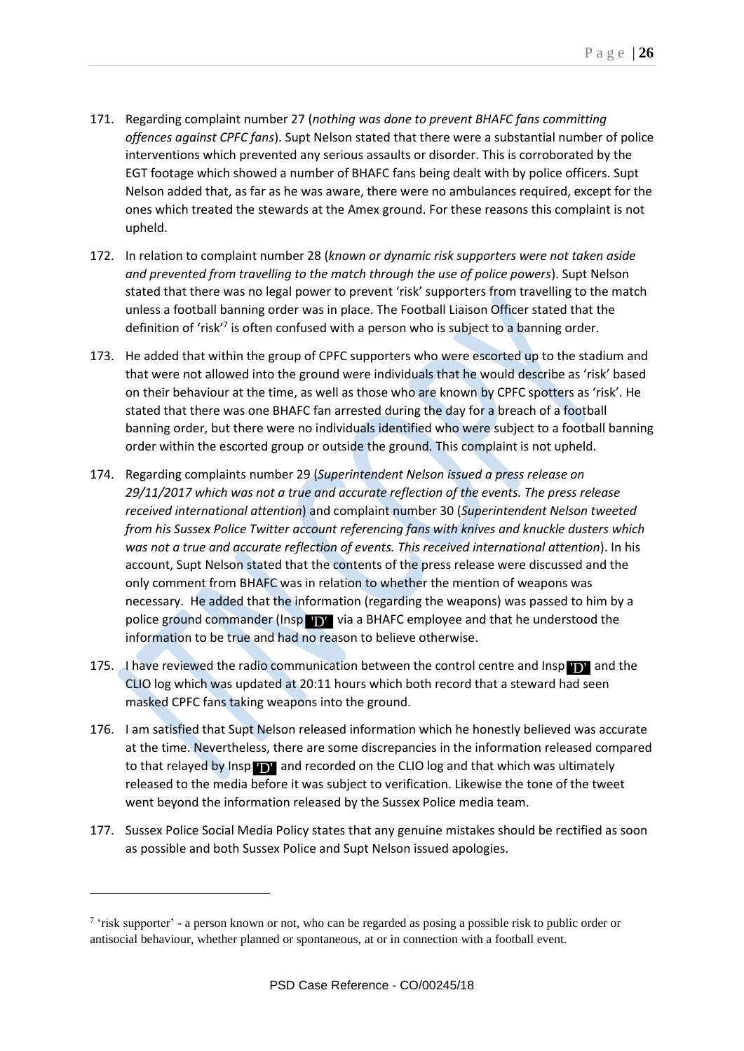171. Regarding complaint number 27 (*nothing was done to prevent BHAFC fans committing offences against CPFC fans*). Supt Nelson stated that there were a substantial number of police interventions which prevented any serious assaults or disorder. This is corroborated by the EGT footage which showed a number of BHAFC fans being dealt with by police officers. Supt Nelson added that, as far as he was aware, there were no ambulances required, except for the ones which treated the stewards at the Amex ground. For these reasons this complaint is not upheld.

172. In relation to complaint number 28 (*known or dynamic risk supporters were not taken aside and prevented from travelling to the match through the use of police powers*). Supt Nelson stated that there was no legal power to prevent 'risk' supporters from travelling to the match unless a football banning order was in place. The Football Liaison Officer stated that the definition of 'risk'[7] is often confused with a person who is subject to a banning order.

173. He added that within the group of CPFC supporters who were escorted up to the stadium and that were not allowed into the ground were individuals that he would describe as 'risk' based on their behaviour at the time, as well as those who are known by CPFC spotters as 'risk'. He stated that there was one BHAFC fan arrested during the day for a breach of a football banning order, but there were no individuals identified who were subject to a football banning order within the escorted group or outside the ground. This complaint is not upheld.

174. Regarding complaints number 29 (*Superintendent Nelson issued a press release on 29/11/2017 which was not a true and accurate reflection of the events. The press release received international attention*) and complaint number 30 (*Superintendent Nelson tweeted from his Sussex Police Twitter account referencing fans with knives and knuckle dusters which was not a true and accurate reflection of events. This received international attention*). In his account, Supt Nelson stated that the contents of the press release were discussed and the only comment from BHAFC was in relation to whether the mention of weapons was necessary. He added that the information (regarding the weapons) was passed to him by a police ground commander (Insp 'D') via a BHAFC employee and that he understood the information to be true and had no reason to believe otherwise.

175. I have reviewed the radio communication between the control centre and Insp 'D' and the CLIO log which was updated at 20:11 hours which both record that a steward had seen masked CPFC fans taking weapons into the ground.

176. I am satisfied that Supt Nelson released information which he honestly believed was accurate at the time. Nevertheless, there are some discrepancies in the information released compared to that relayed by Insp 'D' and recorded on the CLIO log and that which was ultimately released to the media before it was subject to verification. Likewise the tone of the tweet went beyond the information released by the Sussex Police media team.

177. Sussex Police Social Media Policy states that any genuine mistakes should be rectified as soon as possible and both Sussex Police and Supt Nelson issued apologies.

---

[7] 'risk supporter' - a person known or not, who can be regarded as posing a possible risk to public order or antisocial behaviour, whether planned or spontaneous, at or in connection with a football event.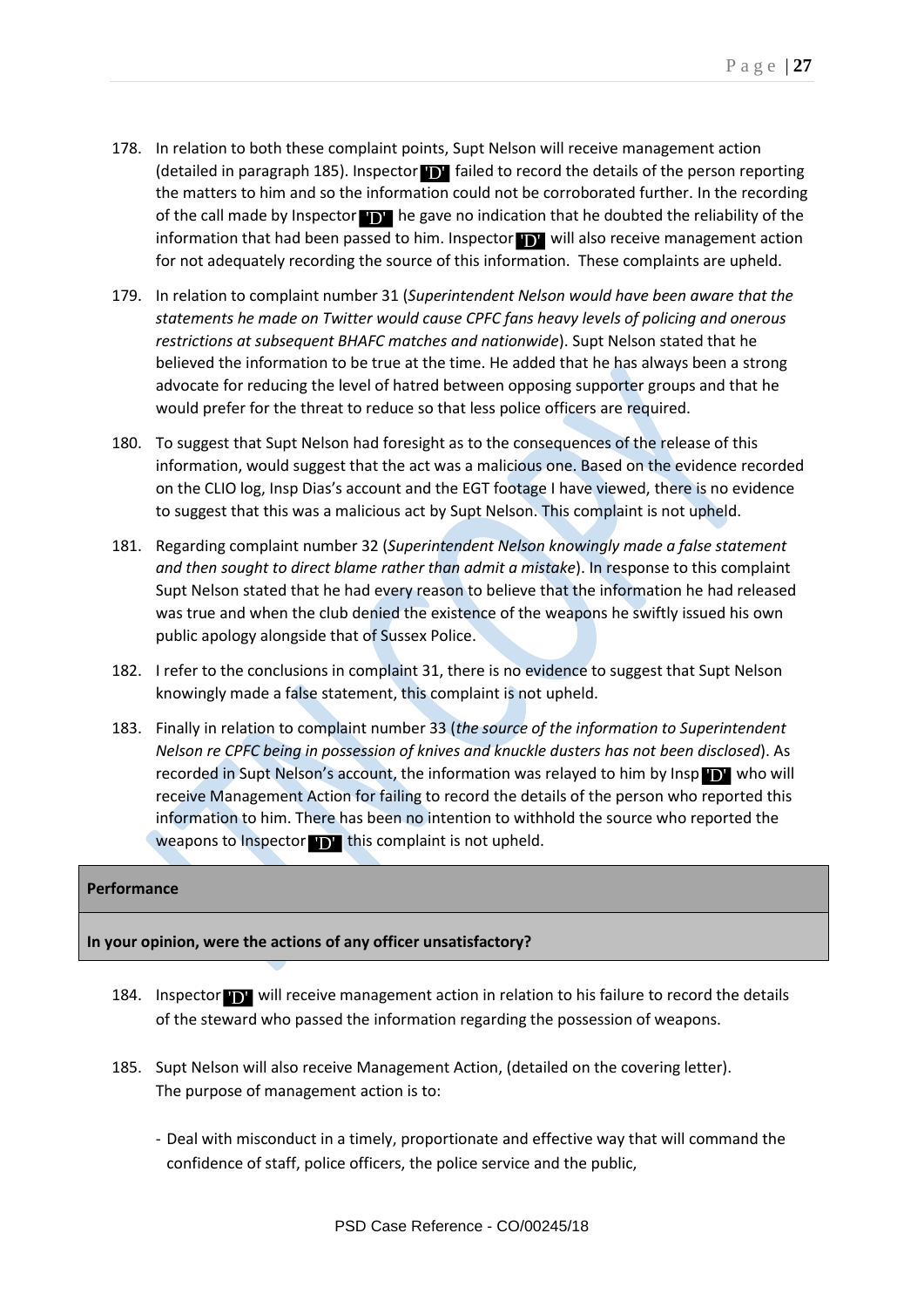178. In relation to both these complaint points, Supt Nelson will receive management action (detailed in paragraph 185). Inspector 'D' failed to record the details of the person reporting the matters to him and so the information could not be corroborated further. In the recording of the call made by Inspector 'D' he gave no indication that he doubted the reliability of the information that had been passed to him. Inspector 'D' will also receive management action for not adequately recording the source of this information. These complaints are upheld.

179. In relation to complaint number 31 (*Superintendent Nelson would have been aware that the statements he made on Twitter would cause CPFC fans heavy levels of policing and onerous restrictions at subsequent BHAFC matches and nationwide*). Supt Nelson stated that he believed the information to be true at the time. He added that he has always been a strong advocate for reducing the level of hatred between opposing supporter groups and that he would prefer for the threat to reduce so that less police officers are required.

180. To suggest that Supt Nelson had foresight as to the consequences of the release of this information, would suggest that the act was a malicious one. Based on the evidence recorded on the CLIO log, Insp Dias's account and the EGT footage I have viewed, there is no evidence to suggest that this was a malicious act by Supt Nelson. This complaint is not upheld.

181. Regarding complaint number 32 (*Superintendent Nelson knowingly made a false statement and then sought to direct blame rather than admit a mistake*). In response to this complaint Supt Nelson stated that he had every reason to believe that the information he had released was true and when the club denied the existence of the weapons he swiftly issued his own public apology alongside that of Sussex Police.

182. I refer to the conclusions in complaint 31, there is no evidence to suggest that Supt Nelson knowingly made a false statement, this complaint is not upheld.

183. Finally in relation to complaint number 33 (*the source of the information to Superintendent Nelson re CPFC being in possession of knives and knuckle dusters has not been disclosed*). As recorded in Supt Nelson's account, the information was relayed to him by Insp 'D' who will receive Management Action for failing to record the details of the person who reported this information to him. There has been no intention to withhold the source who reported the weapons to Inspector 'D' this complaint is not upheld.

**Performance**

**In your opinion, were the actions of any officer unsatisfactory?**

184. Inspector 'D' will receive management action in relation to his failure to record the details of the steward who passed the information regarding the possession of weapons.

185. Supt Nelson will also receive Management Action, (detailed on the covering letter). The purpose of management action is to:

- Deal with misconduct in a timely, proportionate and effective way that will command the confidence of staff, police officers, the police service and the public,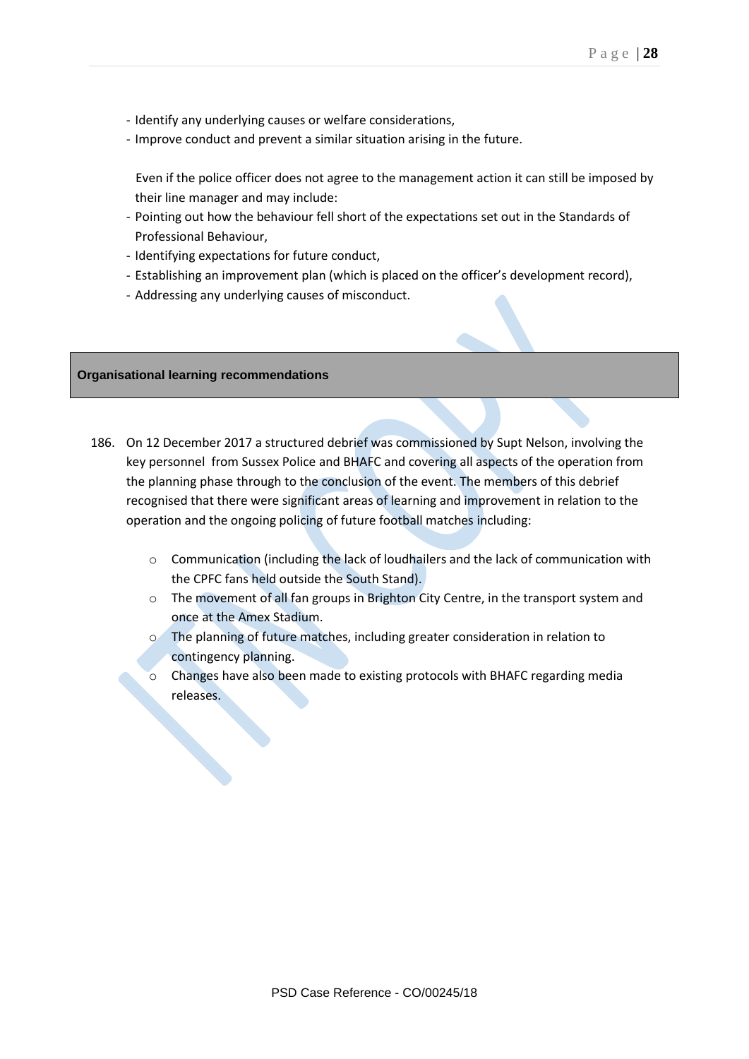- Identify any underlying causes or welfare considerations,
- Improve conduct and prevent a similar situation arising in the future.

Even if the police officer does not agree to the management action it can still be imposed by their line manager and may include:

- Pointing out how the behaviour fell short of the expectations set out in the Standards of Professional Behaviour,
- Identifying expectations for future conduct,
- Establishing an improvement plan (which is placed on the officer's development record),
- Addressing any underlying causes of misconduct.

## Organisational learning recommendations

186. On 12 December 2017 a structured debrief was commissioned by Supt Nelson, involving the key personnel from Sussex Police and BHAFC and covering all aspects of the operation from the planning phase through to the conclusion of the event. The members of this debrief recognised that there were significant areas of learning and improvement in relation to the operation and the ongoing policing of future football matches including:

    - Communication (including the lack of loudhailers and the lack of communication with the CPFC fans held outside the South Stand).
    - The movement of all fan groups in Brighton City Centre, in the transport system and once at the Amex Stadium.
    - The planning of future matches, including greater consideration in relation to contingency planning.
    - Changes have also been made to existing protocols with BHAFC regarding media releases.